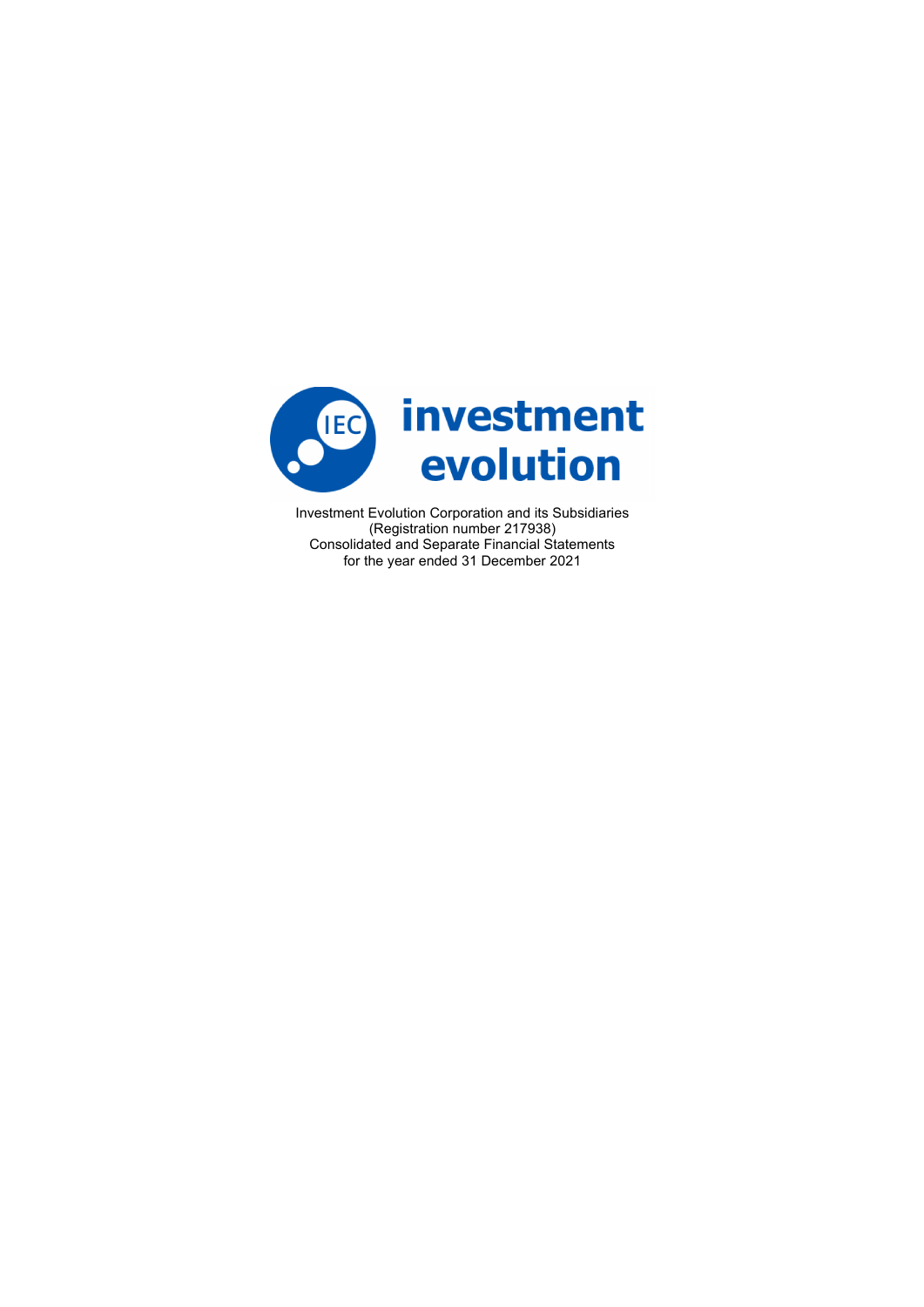IEC investment evolution

Investment Evolution Corporation and its Subsidiaries
(Registration number 217938)
Consolidated and Separate Financial Statements
for the year ended 31 December 2021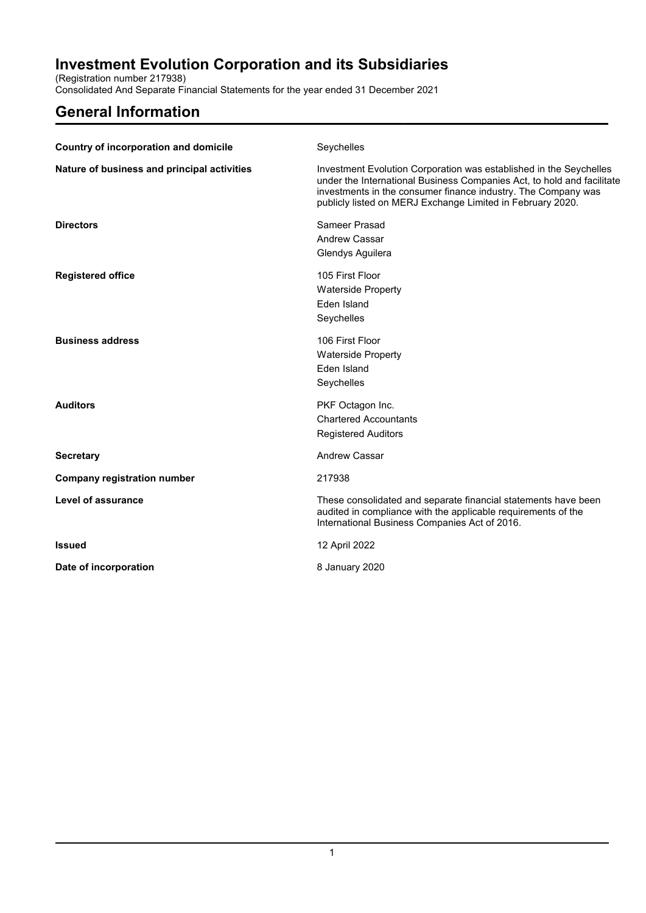# Investment Evolution Corporation and its Subsidiaries

(Registration number 217938)
Consolidated And Separate Financial Statements for the year ended 31 December 2021

## General Information

| | |
|---|---|
| **Country of incorporation and domicile** | Seychelles |
| **Nature of business and principal activities** | Investment Evolution Corporation was established in the Seychelles under the International Business Companies Act, to hold and facilitate investments in the consumer finance industry. The Company was publicly listed on MERJ Exchange Limited in February 2020. |
| **Directors** | Sameer Prasad<br>Andrew Cassar<br>Glendys Aguilera |
| **Registered office** | 105 First Floor<br>Waterside Property<br>Eden Island<br>Seychelles |
| **Business address** | 106 First Floor<br>Waterside Property<br>Eden Island<br>Seychelles |
| **Auditors** | PKF Octagon Inc.<br>Chartered Accountants<br>Registered Auditors |
| **Secretary** | Andrew Cassar |
| **Company registration number** | 217938 |
| **Level of assurance** | These consolidated and separate financial statements have been audited in compliance with the applicable requirements of the International Business Companies Act of 2016. |
| **Issued** | 12 April 2022 |
| **Date of incorporation** | 8 January 2020 |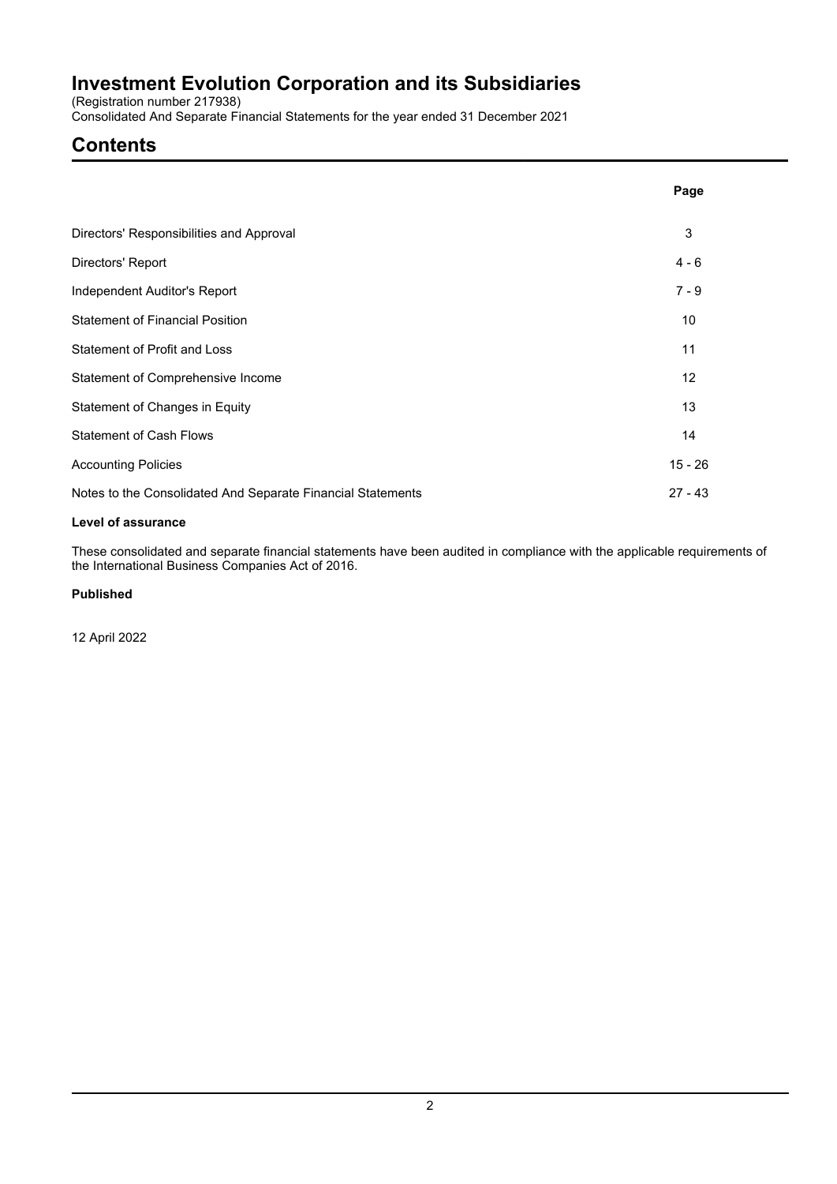# Investment Evolution Corporation and its Subsidiaries

(Registration number 217938)
Consolidated And Separate Financial Statements for the year ended 31 December 2021

## Contents

| | Page |
|---|---|
| Directors' Responsibilities and Approval | 3 |
| Directors' Report | 4 - 6 |
| Independent Auditor's Report | 7 - 9 |
| Statement of Financial Position | 10 |
| Statement of Profit and Loss | 11 |
| Statement of Comprehensive Income | 12 |
| Statement of Changes in Equity | 13 |
| Statement of Cash Flows | 14 |
| Accounting Policies | 15 - 26 |
| Notes to the Consolidated And Separate Financial Statements | 27 - 43 |

**Level of assurance**

These consolidated and separate financial statements have been audited in compliance with the applicable requirements of the International Business Companies Act of 2016.

**Published**

12 April 2022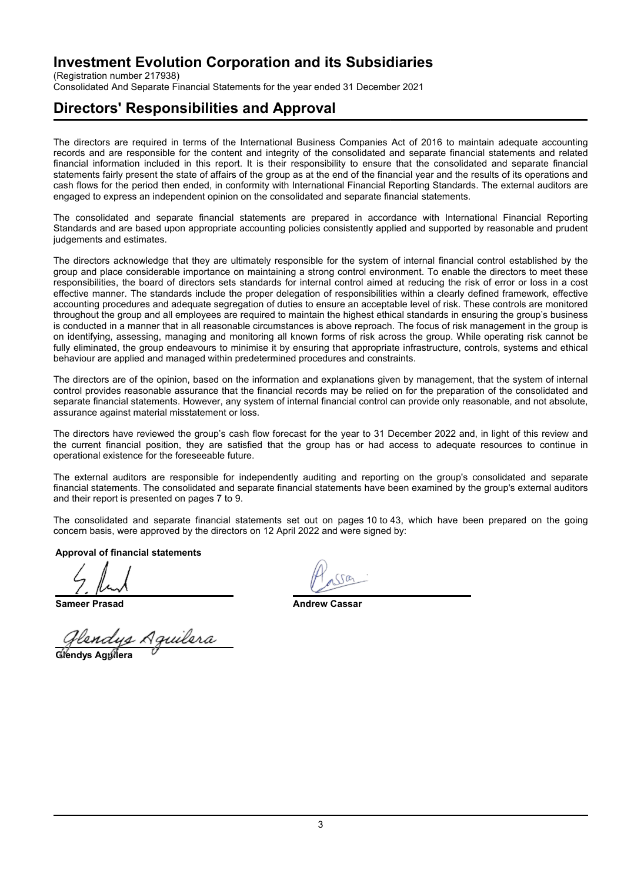# Investment Evolution Corporation and its Subsidiaries

(Registration number 217938)
Consolidated And Separate Financial Statements for the year ended 31 December 2021

## Directors' Responsibilities and Approval

The directors are required in terms of the International Business Companies Act of 2016 to maintain adequate accounting records and are responsible for the content and integrity of the consolidated and separate financial statements and related financial information included in this report. It is their responsibility to ensure that the consolidated and separate financial statements fairly present the state of affairs of the group as at the end of the financial year and the results of its operations and cash flows for the period then ended, in conformity with International Financial Reporting Standards. The external auditors are engaged to express an independent opinion on the consolidated and separate financial statements.

The consolidated and separate financial statements are prepared in accordance with International Financial Reporting Standards and are based upon appropriate accounting policies consistently applied and supported by reasonable and prudent judgements and estimates.

The directors acknowledge that they are ultimately responsible for the system of internal financial control established by the group and place considerable importance on maintaining a strong control environment. To enable the directors to meet these responsibilities, the board of directors sets standards for internal control aimed at reducing the risk of error or loss in a cost effective manner. The standards include the proper delegation of responsibilities within a clearly defined framework, effective accounting procedures and adequate segregation of duties to ensure an acceptable level of risk. These controls are monitored throughout the group and all employees are required to maintain the highest ethical standards in ensuring the group's business is conducted in a manner that in all reasonable circumstances is above reproach. The focus of risk management in the group is on identifying, assessing, managing and monitoring all known forms of risk across the group. While operating risk cannot be fully eliminated, the group endeavours to minimise it by ensuring that appropriate infrastructure, controls, systems and ethical behaviour are applied and managed within predetermined procedures and constraints.

The directors are of the opinion, based on the information and explanations given by management, that the system of internal control provides reasonable assurance that the financial records may be relied on for the preparation of the consolidated and separate financial statements. However, any system of internal financial control can provide only reasonable, and not absolute, assurance against material misstatement or loss.

The directors have reviewed the group's cash flow forecast for the year to 31 December 2022 and, in light of this review and the current financial position, they are satisfied that the group has or had access to adequate resources to continue in operational existence for the foreseeable future.

The external auditors are responsible for independently auditing and reporting on the group's consolidated and separate financial statements. The consolidated and separate financial statements have been examined by the group's external auditors and their report is presented on pages 7 to 9.

The consolidated and separate financial statements set out on pages 10 to 43, which have been prepared on the going concern basis, were approved by the directors on 12 April 2022 and were signed by:

**Approval of financial statements**

**Sameer Prasad** **Andrew Cassar**

**Glendys Aguilera**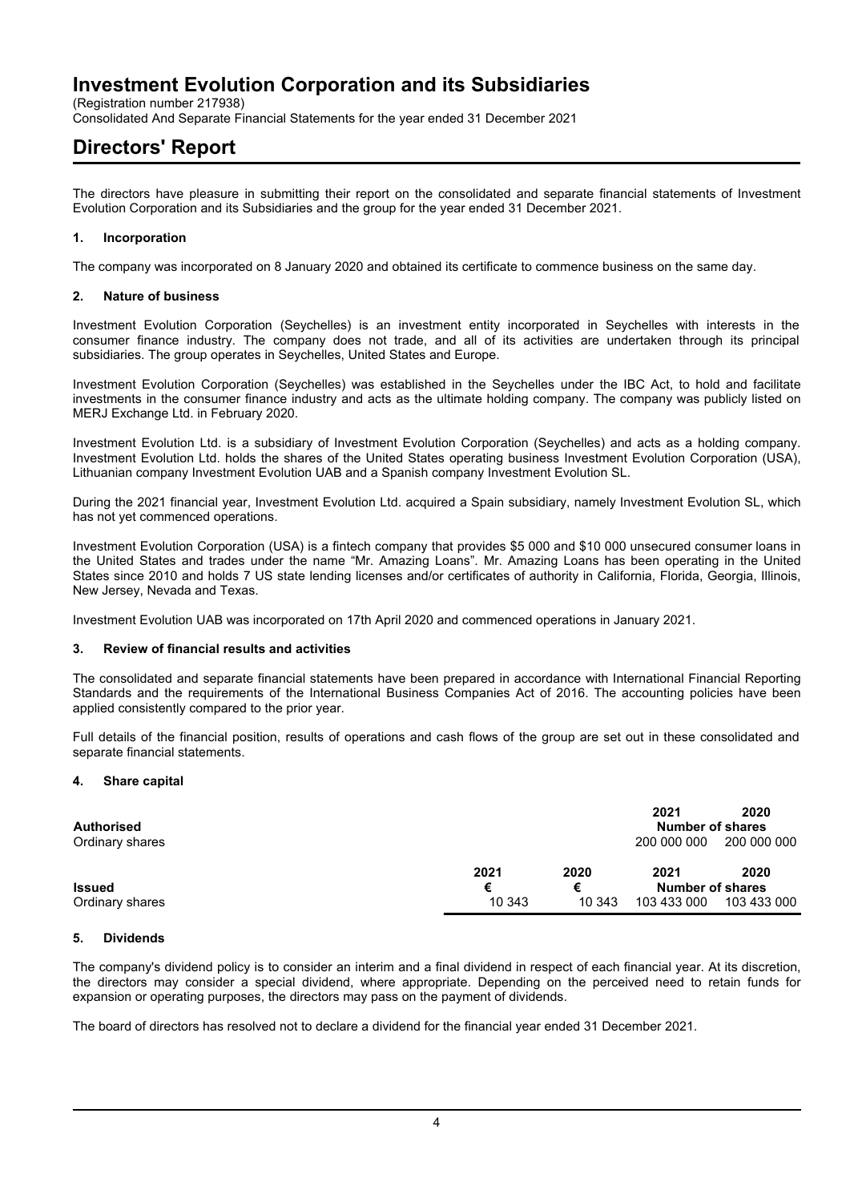# Investment Evolution Corporation and its Subsidiaries

(Registration number 217938)
Consolidated And Separate Financial Statements for the year ended 31 December 2021

# Directors' Report

The directors have pleasure in submitting their report on the consolidated and separate financial statements of Investment Evolution Corporation and its Subsidiaries and the group for the year ended 31 December 2021.

### 1. Incorporation

The company was incorporated on 8 January 2020 and obtained its certificate to commence business on the same day.

### 2. Nature of business

Investment Evolution Corporation (Seychelles) is an investment entity incorporated in Seychelles with interests in the consumer finance industry. The company does not trade, and all of its activities are undertaken through its principal subsidiaries. The group operates in Seychelles, United States and Europe.

Investment Evolution Corporation (Seychelles) was established in the Seychelles under the IBC Act, to hold and facilitate investments in the consumer finance industry and acts as the ultimate holding company. The company was publicly listed on MERJ Exchange Ltd. in February 2020.

Investment Evolution Ltd. is a subsidiary of Investment Evolution Corporation (Seychelles) and acts as a holding company. Investment Evolution Ltd. holds the shares of the United States operating business Investment Evolution Corporation (USA), Lithuanian company Investment Evolution UAB and a Spanish company Investment Evolution SL.

During the 2021 financial year, Investment Evolution Ltd. acquired a Spain subsidiary, namely Investment Evolution SL, which has not yet commenced operations.

Investment Evolution Corporation (USA) is a fintech company that provides $5 000 and $10 000 unsecured consumer loans in the United States and trades under the name "Mr. Amazing Loans". Mr. Amazing Loans has been operating in the United States since 2010 and holds 7 US state lending licenses and/or certificates of authority in California, Florida, Georgia, Illinois, New Jersey, Nevada and Texas.

Investment Evolution UAB was incorporated on 17th April 2020 and commenced operations in January 2021.

### 3. Review of financial results and activities

The consolidated and separate financial statements have been prepared in accordance with International Financial Reporting Standards and the requirements of the International Business Companies Act of 2016. The accounting policies have been applied consistently compared to the prior year.

Full details of the financial position, results of operations and cash flows of the group are set out in these consolidated and separate financial statements.

### 4. Share capital

| | | | 2021 | 2020 |
|---|---|---|---|---|
| **Authorised** | | | **Number of shares** | |
| Ordinary shares | | | 200 000 000 | 200 000 000 |
| | **2021** | **2020** | **2021** | **2020** |
| **Issued** | **€** | **€** | **Number of shares** | |
| Ordinary shares | 10 343 | 10 343 | 103 433 000 | 103 433 000 |

### 5. Dividends

The company's dividend policy is to consider an interim and a final dividend in respect of each financial year. At its discretion, the directors may consider a special dividend, where appropriate. Depending on the perceived need to retain funds for expansion or operating purposes, the directors may pass on the payment of dividends.

The board of directors has resolved not to declare a dividend for the financial year ended 31 December 2021.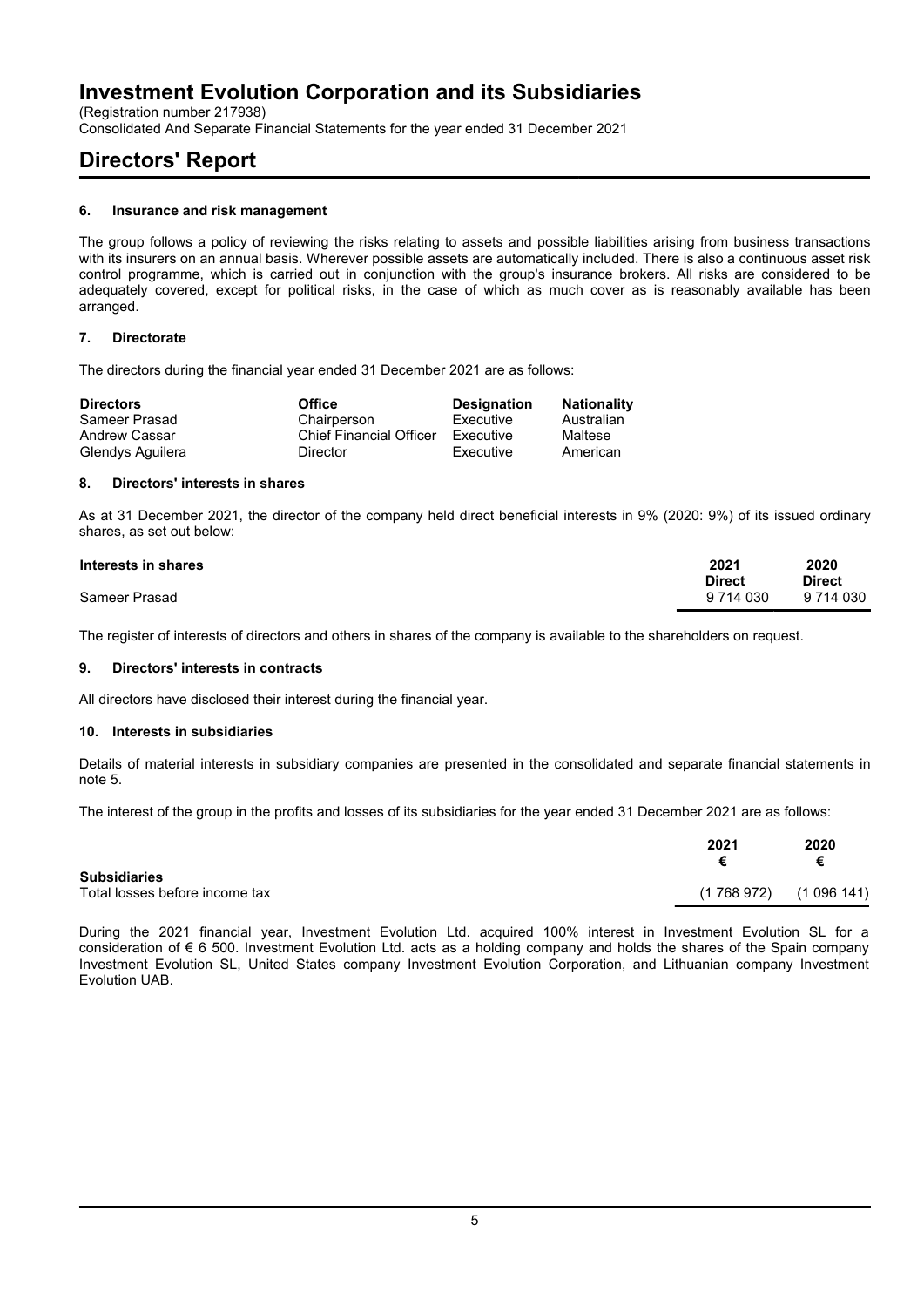# Investment Evolution Corporation and its Subsidiaries

(Registration number 217938)
Consolidated And Separate Financial Statements for the year ended 31 December 2021

# Directors' Report

### 6. Insurance and risk management

The group follows a policy of reviewing the risks relating to assets and possible liabilities arising from business transactions with its insurers on an annual basis. Wherever possible assets are automatically included. There is also a continuous asset risk control programme, which is carried out in conjunction with the group's insurance brokers. All risks are considered to be adequately covered, except for political risks, in the case of which as much cover as is reasonably available has been arranged.

### 7. Directorate

The directors during the financial year ended 31 December 2021 are as follows:

| Directors | Office | Designation | Nationality |
|---|---|---|---|
| Sameer Prasad | Chairperson | Executive | Australian |
| Andrew Cassar | Chief Financial Officer | Executive | Maltese |
| Glendys Aguilera | Director | Executive | American |

### 8. Directors' interests in shares

As at 31 December 2021, the director of the company held direct beneficial interests in 9% (2020: 9%) of its issued ordinary shares, as set out below:

| Interests in shares | 2021<br>Direct | 2020<br>Direct |
|---|---|---|
| Sameer Prasad | 9 714 030 | 9 714 030 |

The register of interests of directors and others in shares of the company is available to the shareholders on request.

### 9. Directors' interests in contracts

All directors have disclosed their interest during the financial year.

### 10. Interests in subsidiaries

Details of material interests in subsidiary companies are presented in the consolidated and separate financial statements in note 5.

The interest of the group in the profits and losses of its subsidiaries for the year ended 31 December 2021 are as follows:

| | 2021<br>€ | 2020<br>€ |
|---|---|---|
| **Subsidiaries** | | |
| Total losses before income tax | (1 768 972) | (1 096 141) |

During the 2021 financial year, Investment Evolution Ltd. acquired 100% interest in Investment Evolution SL for a consideration of € 6 500. Investment Evolution Ltd. acts as a holding company and holds the shares of the Spain company Investment Evolution SL, United States company Investment Evolution Corporation, and Lithuanian company Investment Evolution UAB.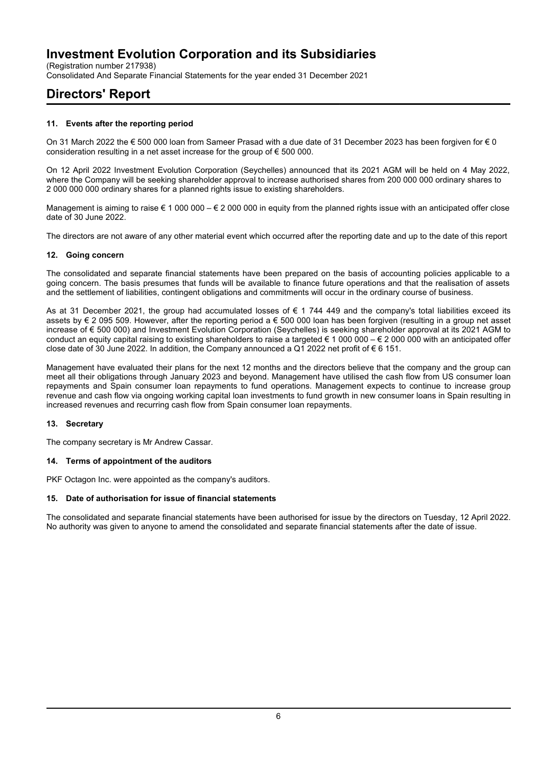# Investment Evolution Corporation and its Subsidiaries

(Registration number 217938)
Consolidated And Separate Financial Statements for the year ended 31 December 2021

# Directors' Report

### 11. Events after the reporting period

On 31 March 2022 the € 500 000 loan from Sameer Prasad with a due date of 31 December 2023 has been forgiven for € 0 consideration resulting in a net asset increase for the group of € 500 000.

On 12 April 2022 Investment Evolution Corporation (Seychelles) announced that its 2021 AGM will be held on 4 May 2022, where the Company will be seeking shareholder approval to increase authorised shares from 200 000 000 ordinary shares to 2 000 000 000 ordinary shares for a planned rights issue to existing shareholders.

Management is aiming to raise € 1 000 000 – € 2 000 000 in equity from the planned rights issue with an anticipated offer close date of 30 June 2022.

The directors are not aware of any other material event which occurred after the reporting date and up to the date of this report

### 12. Going concern

The consolidated and separate financial statements have been prepared on the basis of accounting policies applicable to a going concern. The basis presumes that funds will be available to finance future operations and that the realisation of assets and the settlement of liabilities, contingent obligations and commitments will occur in the ordinary course of business.

As at 31 December 2021, the group had accumulated losses of € 1 744 449 and the company's total liabilities exceed its assets by € 2 095 509. However, after the reporting period a € 500 000 loan has been forgiven (resulting in a group net asset increase of € 500 000) and Investment Evolution Corporation (Seychelles) is seeking shareholder approval at its 2021 AGM to conduct an equity capital raising to existing shareholders to raise a targeted € 1 000 000 – € 2 000 000 with an anticipated offer close date of 30 June 2022. In addition, the Company announced a Q1 2022 net profit of € 6 151.

Management have evaluated their plans for the next 12 months and the directors believe that the company and the group can meet all their obligations through January 2023 and beyond. Management have utilised the cash flow from US consumer loan repayments and Spain consumer loan repayments to fund operations. Management expects to continue to increase group revenue and cash flow via ongoing working capital loan investments to fund growth in new consumer loans in Spain resulting in increased revenues and recurring cash flow from Spain consumer loan repayments.

### 13. Secretary

The company secretary is Mr Andrew Cassar.

### 14. Terms of appointment of the auditors

PKF Octagon Inc. were appointed as the company's auditors.

### 15. Date of authorisation for issue of financial statements

The consolidated and separate financial statements have been authorised for issue by the directors on Tuesday, 12 April 2022. No authority was given to anyone to amend the consolidated and separate financial statements after the date of issue.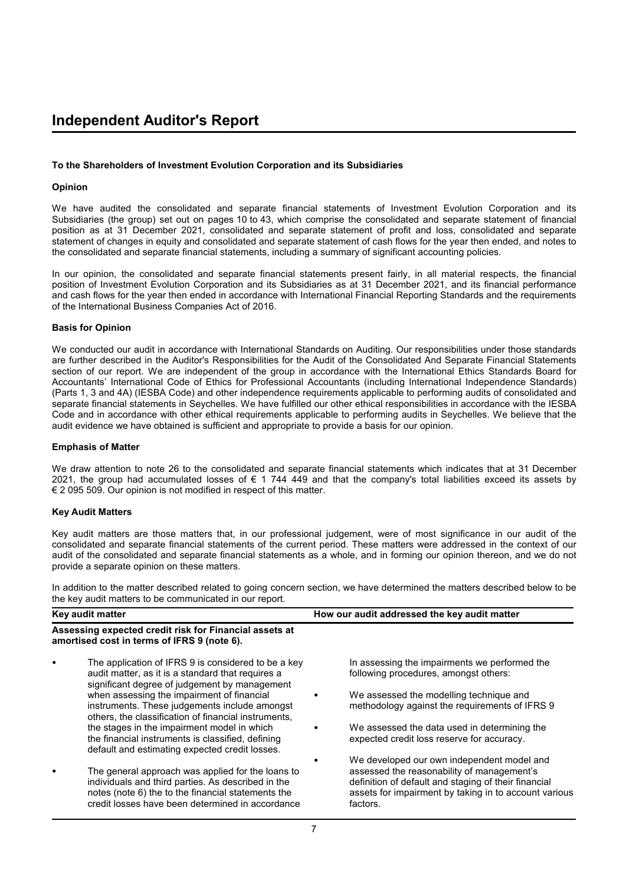# Independent Auditor's Report

**To the Shareholders of Investment Evolution Corporation and its Subsidiaries**

**Opinion**

We have audited the consolidated and separate financial statements of Investment Evolution Corporation and its Subsidiaries (the group) set out on pages 10 to 43, which comprise the consolidated and separate statement of financial position as at 31 December 2021, consolidated and separate statement of profit and loss, consolidated and separate statement of changes in equity and consolidated and separate statement of cash flows for the year then ended, and notes to the consolidated and separate financial statements, including a summary of significant accounting policies.

In our opinion, the consolidated and separate financial statements present fairly, in all material respects, the financial position of Investment Evolution Corporation and its Subsidiaries as at 31 December 2021, and its financial performance and cash flows for the year then ended in accordance with International Financial Reporting Standards and the requirements of the International Business Companies Act of 2016.

**Basis for Opinion**

We conducted our audit in accordance with International Standards on Auditing. Our responsibilities under those standards are further described in the Auditor's Responsibilities for the Audit of the Consolidated And Separate Financial Statements section of our report. We are independent of the group in accordance with the International Ethics Standards Board for Accountants' International Code of Ethics for Professional Accountants (including International Independence Standards) (Parts 1, 3 and 4A) (IESBA Code) and other independence requirements applicable to performing audits of consolidated and separate financial statements in Seychelles. We have fulfilled our other ethical responsibilities in accordance with the IESBA Code and in accordance with other ethical requirements applicable to performing audits in Seychelles. We believe that the audit evidence we have obtained is sufficient and appropriate to provide a basis for our opinion.

**Emphasis of Matter**

We draw attention to note 26 to the consolidated and separate financial statements which indicates that at 31 December 2021, the group had accumulated losses of € 1 744 449 and that the company's total liabilities exceed its assets by € 2 095 509. Our opinion is not modified in respect of this matter.

**Key Audit Matters**

Key audit matters are those matters that, in our professional judgement, were of most significance in our audit of the consolidated and separate financial statements of the current period. These matters were addressed in the context of our audit of the consolidated and separate financial statements as a whole, and in forming our opinion thereon, and we do not provide a separate opinion on these matters.

In addition to the matter described related to going concern section, we have determined the matters described below to be the key audit matters to be communicated in our report.

| Key audit matter | How our audit addressed the key audit matter |
|---|---|
| **Assessing expected credit risk for Financial assets at amortised cost in terms of IFRS 9 (note 6).** | |
| • The application of IFRS 9 is considered to be a key audit matter, as it is a standard that requires a significant degree of judgement by management when assessing the impairment of financial instruments. These judgements include amongst others, the classification of financial instruments, the stages in the impairment model in which the financial instruments is classified, defining default and estimating expected credit losses.<br><br>• The general approach was applied for the loans to individuals and third parties. As described in the notes (note 6) the to the financial statements the credit losses have been determined in accordance | In assessing the impairments we performed the following procedures, amongst others:<br><br>• We assessed the modelling technique and methodology against the requirements of IFRS 9<br><br>• We assessed the data used in determining the expected credit loss reserve for accuracy.<br><br>• We developed our own independent model and assessed the reasonability of management's definition of default and staging of their financial assets for impairment by taking in to account various factors. |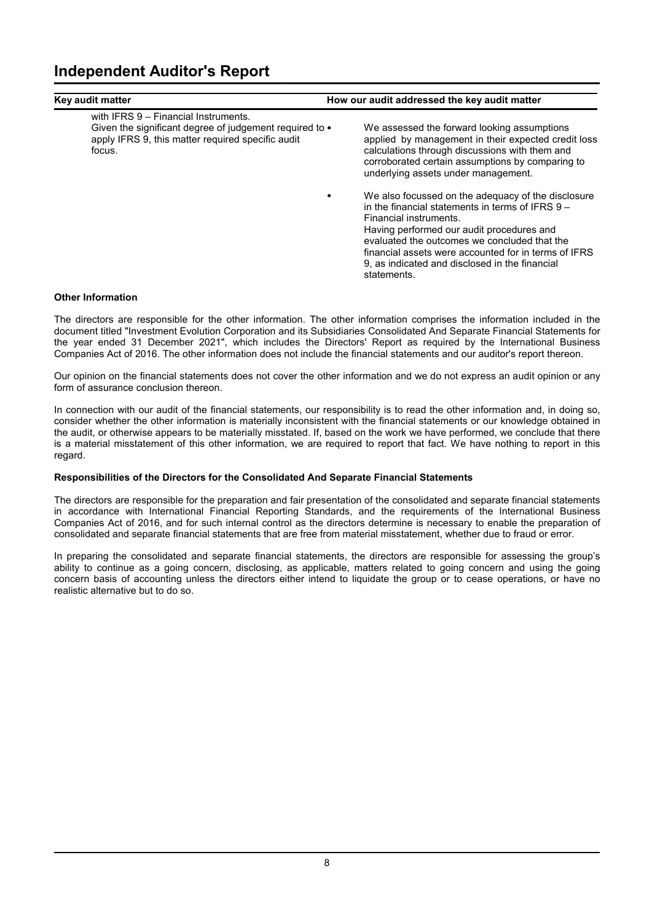# Independent Auditor's Report

| Key audit matter | How our audit addressed the key audit matter |
|---|---|
| with IFRS 9 – Financial Instruments.<br>Given the significant degree of judgement required to apply IFRS 9, this matter required specific audit focus. | • We assessed the forward looking assumptions applied by management in their expected credit loss calculations through discussions with them and corroborated certain assumptions by comparing to underlying assets under management.<br><br>• We also focussed on the adequacy of the disclosure in the financial statements in terms of IFRS 9 – Financial instruments.<br>Having performed our audit procedures and evaluated the outcomes we concluded that the financial assets were accounted for in terms of IFRS 9, as indicated and disclosed in the financial statements. |

**Other Information**

The directors are responsible for the other information. The other information comprises the information included in the document titled "Investment Evolution Corporation and its Subsidiaries Consolidated And Separate Financial Statements for the year ended 31 December 2021", which includes the Directors' Report as required by the International Business Companies Act of 2016. The other information does not include the financial statements and our auditor's report thereon.

Our opinion on the financial statements does not cover the other information and we do not express an audit opinion or any form of assurance conclusion thereon.

In connection with our audit of the financial statements, our responsibility is to read the other information and, in doing so, consider whether the other information is materially inconsistent with the financial statements or our knowledge obtained in the audit, or otherwise appears to be materially misstated. If, based on the work we have performed, we conclude that there is a material misstatement of this other information, we are required to report that fact. We have nothing to report in this regard.

**Responsibilities of the Directors for the Consolidated And Separate Financial Statements**

The directors are responsible for the preparation and fair presentation of the consolidated and separate financial statements in accordance with International Financial Reporting Standards, and the requirements of the International Business Companies Act of 2016, and for such internal control as the directors determine is necessary to enable the preparation of consolidated and separate financial statements that are free from material misstatement, whether due to fraud or error.

In preparing the consolidated and separate financial statements, the directors are responsible for assessing the group's ability to continue as a going concern, disclosing, as applicable, matters related to going concern and using the going concern basis of accounting unless the directors either intend to liquidate the group or to cease operations, or have no realistic alternative but to do so.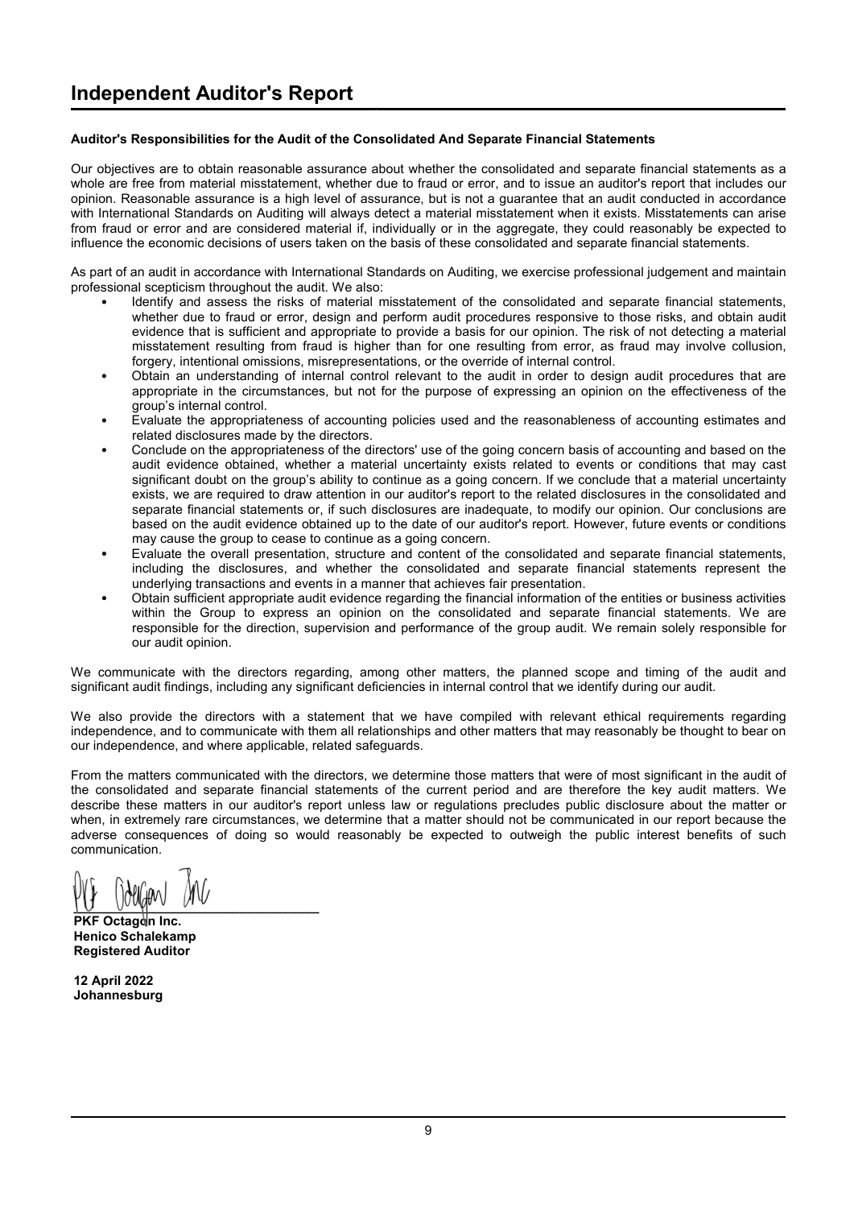# Independent Auditor's Report

**Auditor's Responsibilities for the Audit of the Consolidated And Separate Financial Statements**

Our objectives are to obtain reasonable assurance about whether the consolidated and separate financial statements as a whole are free from material misstatement, whether due to fraud or error, and to issue an auditor's report that includes our opinion. Reasonable assurance is a high level of assurance, but is not a guarantee that an audit conducted in accordance with International Standards on Auditing will always detect a material misstatement when it exists. Misstatements can arise from fraud or error and are considered material if, individually or in the aggregate, they could reasonably be expected to influence the economic decisions of users taken on the basis of these consolidated and separate financial statements.

As part of an audit in accordance with International Standards on Auditing, we exercise professional judgement and maintain professional scepticism throughout the audit. We also:

- Identify and assess the risks of material misstatement of the consolidated and separate financial statements, whether due to fraud or error, design and perform audit procedures responsive to those risks, and obtain audit evidence that is sufficient and appropriate to provide a basis for our opinion. The risk of not detecting a material misstatement resulting from fraud is higher than for one resulting from error, as fraud may involve collusion, forgery, intentional omissions, misrepresentations, or the override of internal control.
- Obtain an understanding of internal control relevant to the audit in order to design audit procedures that are appropriate in the circumstances, but not for the purpose of expressing an opinion on the effectiveness of the group's internal control.
- Evaluate the appropriateness of accounting policies used and the reasonableness of accounting estimates and related disclosures made by the directors.
- Conclude on the appropriateness of the directors' use of the going concern basis of accounting and based on the audit evidence obtained, whether a material uncertainty exists related to events or conditions that may cast significant doubt on the group's ability to continue as a going concern. If we conclude that a material uncertainty exists, we are required to draw attention in our auditor's report to the related disclosures in the consolidated and separate financial statements or, if such disclosures are inadequate, to modify our opinion. Our conclusions are based on the audit evidence obtained up to the date of our auditor's report. However, future events or conditions may cause the group to cease to continue as a going concern.
- Evaluate the overall presentation, structure and content of the consolidated and separate financial statements, including the disclosures, and whether the consolidated and separate financial statements represent the underlying transactions and events in a manner that achieves fair presentation.
- Obtain sufficient appropriate audit evidence regarding the financial information of the entities or business activities within the Group to express an opinion on the consolidated and separate financial statements. We are responsible for the direction, supervision and performance of the group audit. We remain solely responsible for our audit opinion.

We communicate with the directors regarding, among other matters, the planned scope and timing of the audit and significant audit findings, including any significant deficiencies in internal control that we identify during our audit.

We also provide the directors with a statement that we have compiled with relevant ethical requirements regarding independence, and to communicate with them all relationships and other matters that may reasonably be thought to bear on our independence, and where applicable, related safeguards.

From the matters communicated with the directors, we determine those matters that were of most significant in the audit of the consolidated and separate financial statements of the current period and are therefore the key audit matters. We describe these matters in our auditor's report unless law or regulations precludes public disclosure about the matter or when, in extremely rare circumstances, we determine that a matter should not be communicated in our report because the adverse consequences of doing so would reasonably be expected to outweigh the public interest benefits of such communication.

PKF Octagon Inc

**PKF Octagon Inc.**
**Henico Schalekamp**
**Registered Auditor**

**12 April 2022**
**Johannesburg**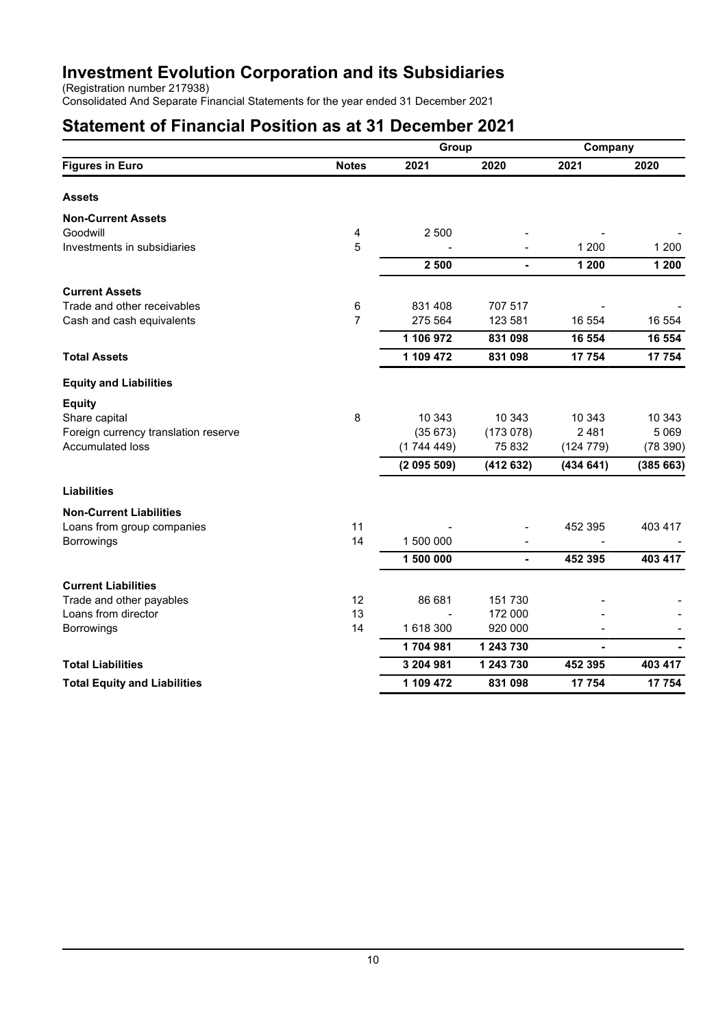# Investment Evolution Corporation and its Subsidiaries

(Registration number 217938)
Consolidated And Separate Financial Statements for the year ended 31 December 2021

## Statement of Financial Position as at 31 December 2021

| | | Group | | Company | |
|---|---|---|---|---|---|
| **Figures in Euro** | **Notes** | **2021** | **2020** | **2021** | **2020** |
| **Assets** | | | | | |
| **Non-Current Assets** | | | | | |
| Goodwill | 4 | 2 500 | - | - | - |
| Investments in subsidiaries | 5 | - | - | 1 200 | 1 200 |
| | | **2 500** | **-** | **1 200** | **1 200** |
| **Current Assets** | | | | | |
| Trade and other receivables | 6 | 831 408 | 707 517 | - | - |
| Cash and cash equivalents | 7 | 275 564 | 123 581 | 16 554 | 16 554 |
| | | **1 106 972** | **831 098** | **16 554** | **16 554** |
| **Total Assets** | | **1 109 472** | **831 098** | **17 754** | **17 754** |
| **Equity and Liabilities** | | | | | |
| **Equity** | | | | | |
| Share capital | 8 | 10 343 | 10 343 | 10 343 | 10 343 |
| Foreign currency translation reserve | | (35 673) | (173 078) | 2 481 | 5 069 |
| Accumulated loss | | (1 744 449) | 75 832 | (124 779) | (78 390) |
| | | **(2 095 509)** | **(412 632)** | **(434 641)** | **(385 663)** |
| **Liabilities** | | | | | |
| **Non-Current Liabilities** | | | | | |
| Loans from group companies | 11 | - | - | 452 395 | 403 417 |
| Borrowings | 14 | 1 500 000 | - | - | - |
| | | **1 500 000** | **-** | **452 395** | **403 417** |
| **Current Liabilities** | | | | | |
| Trade and other payables | 12 | 86 681 | 151 730 | - | - |
| Loans from director | 13 | - | 172 000 | - | - |
| Borrowings | 14 | 1 618 300 | 920 000 | - | - |
| | | **1 704 981** | **1 243 730** | **-** | **-** |
| **Total Liabilities** | | **3 204 981** | **1 243 730** | **452 395** | **403 417** |
| **Total Equity and Liabilities** | | **1 109 472** | **831 098** | **17 754** | **17 754** |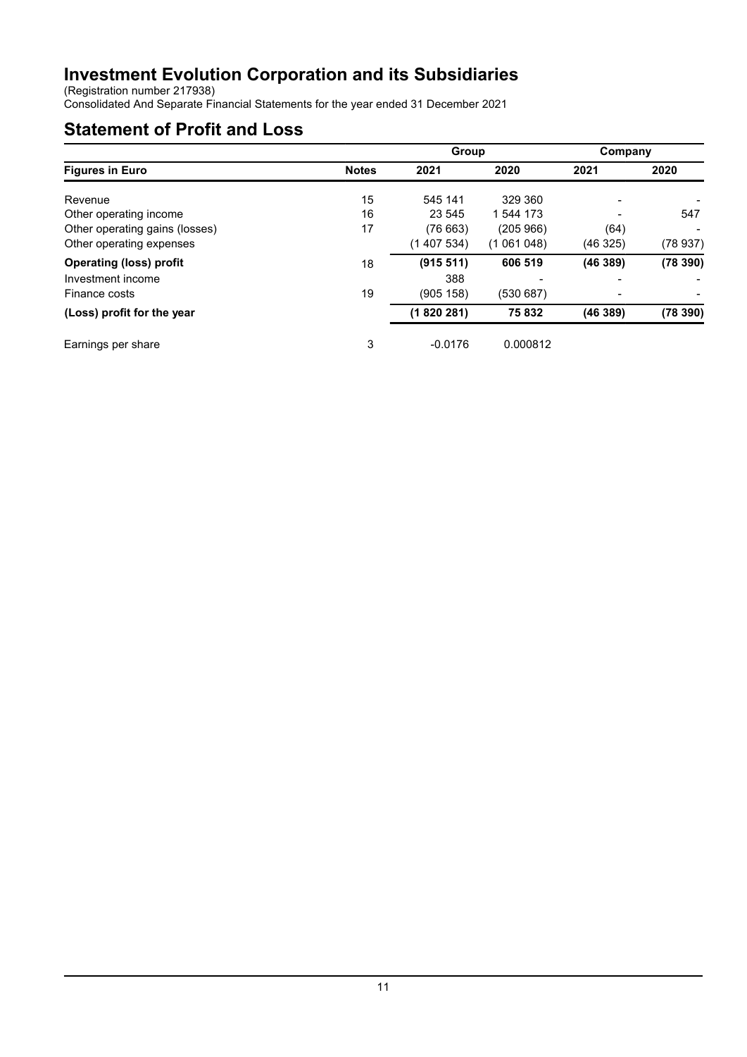# Investment Evolution Corporation and its Subsidiaries

(Registration number 217938)
Consolidated And Separate Financial Statements for the year ended 31 December 2021

## Statement of Profit and Loss

| | | Group | | Company | |
|---|---|---|---|---|---|
| **Figures in Euro** | **Notes** | **2021** | **2020** | **2021** | **2020** |
| Revenue | 15 | 545 141 | 329 360 | - | - |
| Other operating income | 16 | 23 545 | 1 544 173 | - | 547 |
| Other operating gains (losses) | 17 | (76 663) | (205 966) | (64) | - |
| Other operating expenses | | (1 407 534) | (1 061 048) | (46 325) | (78 937) |
| **Operating (loss) profit** | 18 | **(915 511)** | **606 519** | **(46 389)** | **(78 390)** |
| Investment income | | 388 | - | - | - |
| Finance costs | 19 | (905 158) | (530 687) | - | - |
| **(Loss) profit for the year** | | **(1 820 281)** | **75 832** | **(46 389)** | **(78 390)** |
| Earnings per share | 3 | -0.0176 | 0.000812 | | |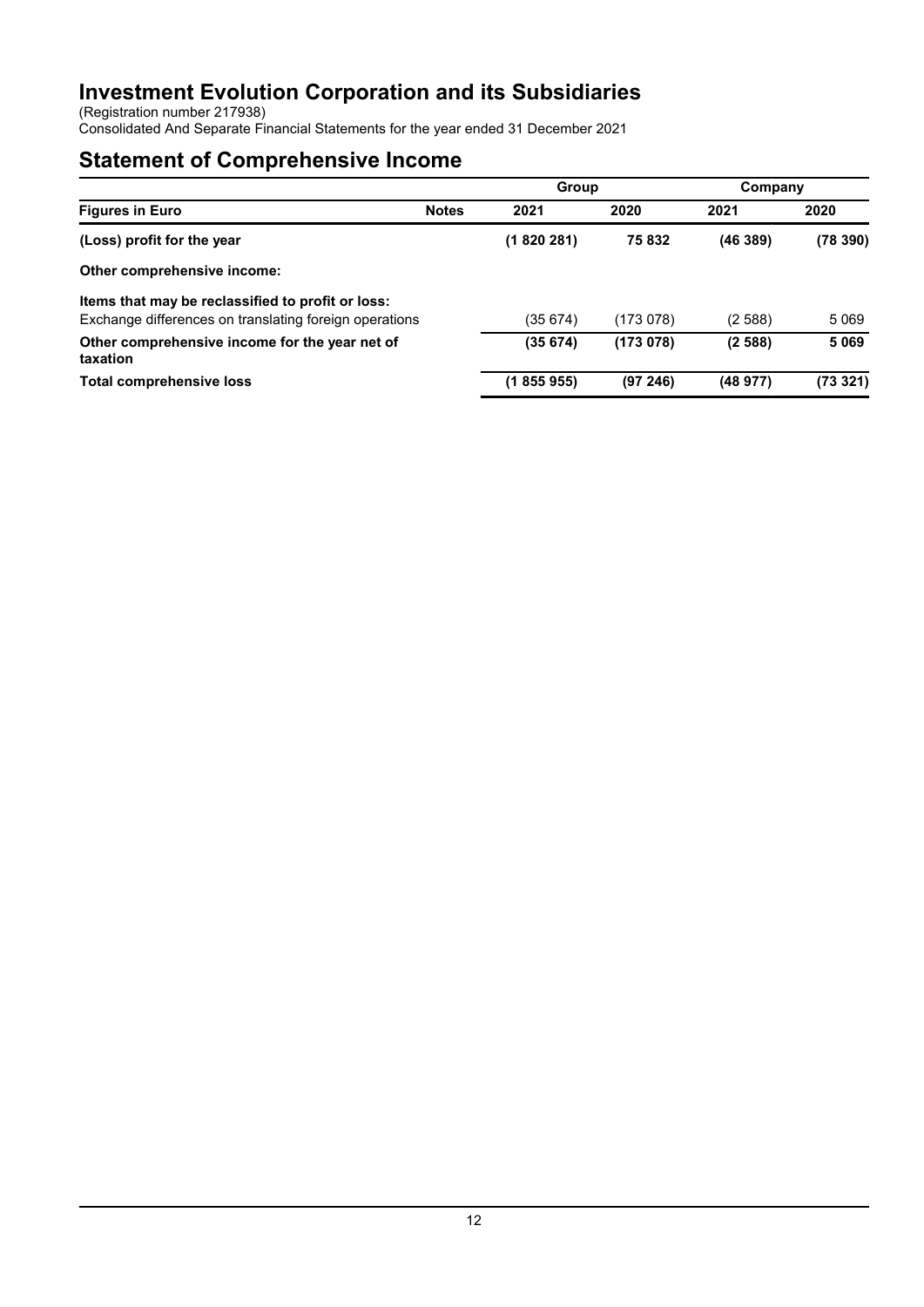# Investment Evolution Corporation and its Subsidiaries

(Registration number 217938)
Consolidated And Separate Financial Statements for the year ended 31 December 2021

## Statement of Comprehensive Income

| | | Group | | Company | |
|---|---|---|---|---|---|
| **Figures in Euro** | **Notes** | **2021** | **2020** | **2021** | **2020** |
| **(Loss) profit for the year** | | **(1 820 281)** | **75 832** | **(46 389)** | **(78 390)** |
| **Other comprehensive income:** | | | | | |
| **Items that may be reclassified to profit or loss:** | | | | | |
| Exchange differences on translating foreign operations | | (35 674) | (173 078) | (2 588) | 5 069 |
| **Other comprehensive income for the year net of taxation** | | **(35 674)** | **(173 078)** | **(2 588)** | **5 069** |
| **Total comprehensive loss** | | **(1 855 955)** | **(97 246)** | **(48 977)** | **(73 321)** |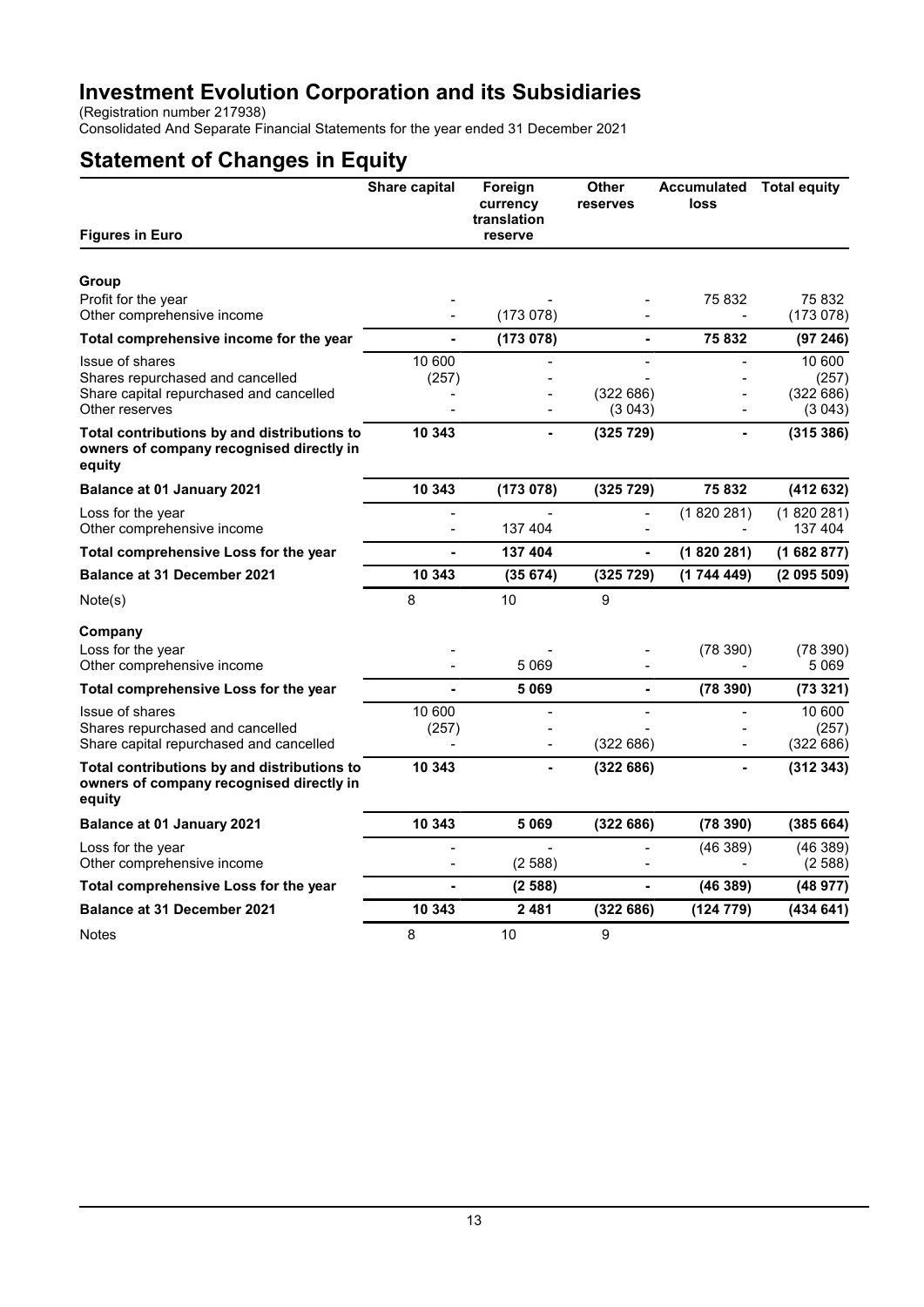# Investment Evolution Corporation and its Subsidiaries

(Registration number 217938)
Consolidated And Separate Financial Statements for the year ended 31 December 2021

## Statement of Changes in Equity

| Figures in Euro | Share capital | Foreign currency translation reserve | Other reserves | Accumulated loss | Total equity |
|---|---|---|---|---|---|
| **Group** | | | | | |
| Profit for the year | - | - | - | 75 832 | 75 832 |
| Other comprehensive income | - | (173 078) | - | - | (173 078) |
| **Total comprehensive income for the year** | **-** | **(173 078)** | **-** | **75 832** | **(97 246)** |
| Issue of shares | 10 600 | - | - | - | 10 600 |
| Shares repurchased and cancelled | (257) | - | - | - | (257) |
| Share capital repurchased and cancelled | - | - | (322 686) | - | (322 686) |
| Other reserves | - | - | (3 043) | - | (3 043) |
| **Total contributions by and distributions to owners of company recognised directly in equity** | **10 343** | **-** | **(325 729)** | **-** | **(315 386)** |
| **Balance at 01 January 2021** | **10 343** | **(173 078)** | **(325 729)** | **75 832** | **(412 632)** |
| Loss for the year | - | - | - | (1 820 281) | (1 820 281) |
| Other comprehensive income | - | 137 404 | - | - | 137 404 |
| **Total comprehensive Loss for the year** | **-** | **137 404** | **-** | **(1 820 281)** | **(1 682 877)** |
| **Balance at 31 December 2021** | **10 343** | **(35 674)** | **(325 729)** | **(1 744 449)** | **(2 095 509)** |
| Note(s) | 8 | 10 | 9 | | |
| **Company** | | | | | |
| Loss for the year | - | - | - | (78 390) | (78 390) |
| Other comprehensive income | - | 5 069 | - | - | 5 069 |
| **Total comprehensive Loss for the year** | **-** | **5 069** | **-** | **(78 390)** | **(73 321)** |
| Issue of shares | 10 600 | - | - | - | 10 600 |
| Shares repurchased and cancelled | (257) | - | - | - | (257) |
| Share capital repurchased and cancelled | - | - | (322 686) | - | (322 686) |
| **Total contributions by and distributions to owners of company recognised directly in equity** | **10 343** | **-** | **(322 686)** | **-** | **(312 343)** |
| **Balance at 01 January 2021** | **10 343** | **5 069** | **(322 686)** | **(78 390)** | **(385 664)** |
| Loss for the year | - | - | - | (46 389) | (46 389) |
| Other comprehensive income | - | (2 588) | - | - | (2 588) |
| **Total comprehensive Loss for the year** | **-** | **(2 588)** | **-** | **(46 389)** | **(48 977)** |
| **Balance at 31 December 2021** | **10 343** | **2 481** | **(322 686)** | **(124 779)** | **(434 641)** |
| Notes | 8 | 10 | 9 | | |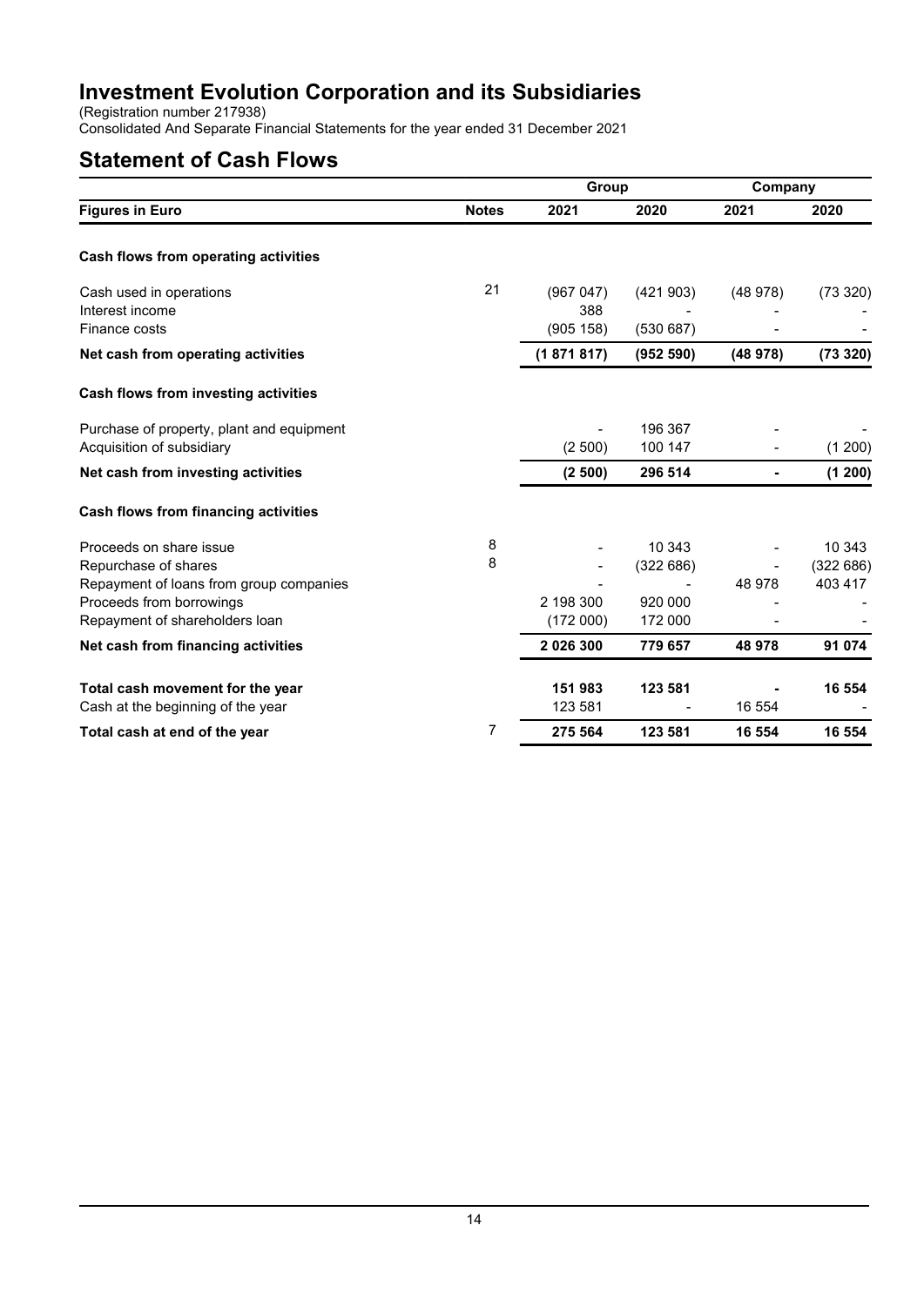# Investment Evolution Corporation and its Subsidiaries

(Registration number 217938)
Consolidated And Separate Financial Statements for the year ended 31 December 2021

## Statement of Cash Flows

| | | Group | | Company | |
|---|---|---|---|---|---|
| **Figures in Euro** | **Notes** | **2021** | **2020** | **2021** | **2020** |
| **Cash flows from operating activities** | | | | | |
| Cash used in operations | 21 | (967 047) | (421 903) | (48 978) | (73 320) |
| Interest income | | 388 | - | - | - |
| Finance costs | | (905 158) | (530 687) | - | - |
| **Net cash from operating activities** | | **(1 871 817)** | **(952 590)** | **(48 978)** | **(73 320)** |
| **Cash flows from investing activities** | | | | | |
| Purchase of property, plant and equipment | | - | 196 367 | - | - |
| Acquisition of subsidiary | | (2 500) | 100 147 | - | (1 200) |
| **Net cash from investing activities** | | **(2 500)** | **296 514** | **-** | **(1 200)** |
| **Cash flows from financing activities** | | | | | |
| Proceeds on share issue | 8 | - | 10 343 | - | 10 343 |
| Repurchase of shares | 8 | - | (322 686) | - | (322 686) |
| Repayment of loans from group companies | | - | - | 48 978 | 403 417 |
| Proceeds from borrowings | | 2 198 300 | 920 000 | - | - |
| Repayment of shareholders loan | | (172 000) | 172 000 | - | - |
| **Net cash from financing activities** | | **2 026 300** | **779 657** | **48 978** | **91 074** |
| **Total cash movement for the year** | | **151 983** | **123 581** | **-** | **16 554** |
| Cash at the beginning of the year | | 123 581 | - | 16 554 | - |
| **Total cash at end of the year** | 7 | **275 564** | **123 581** | **16 554** | **16 554** |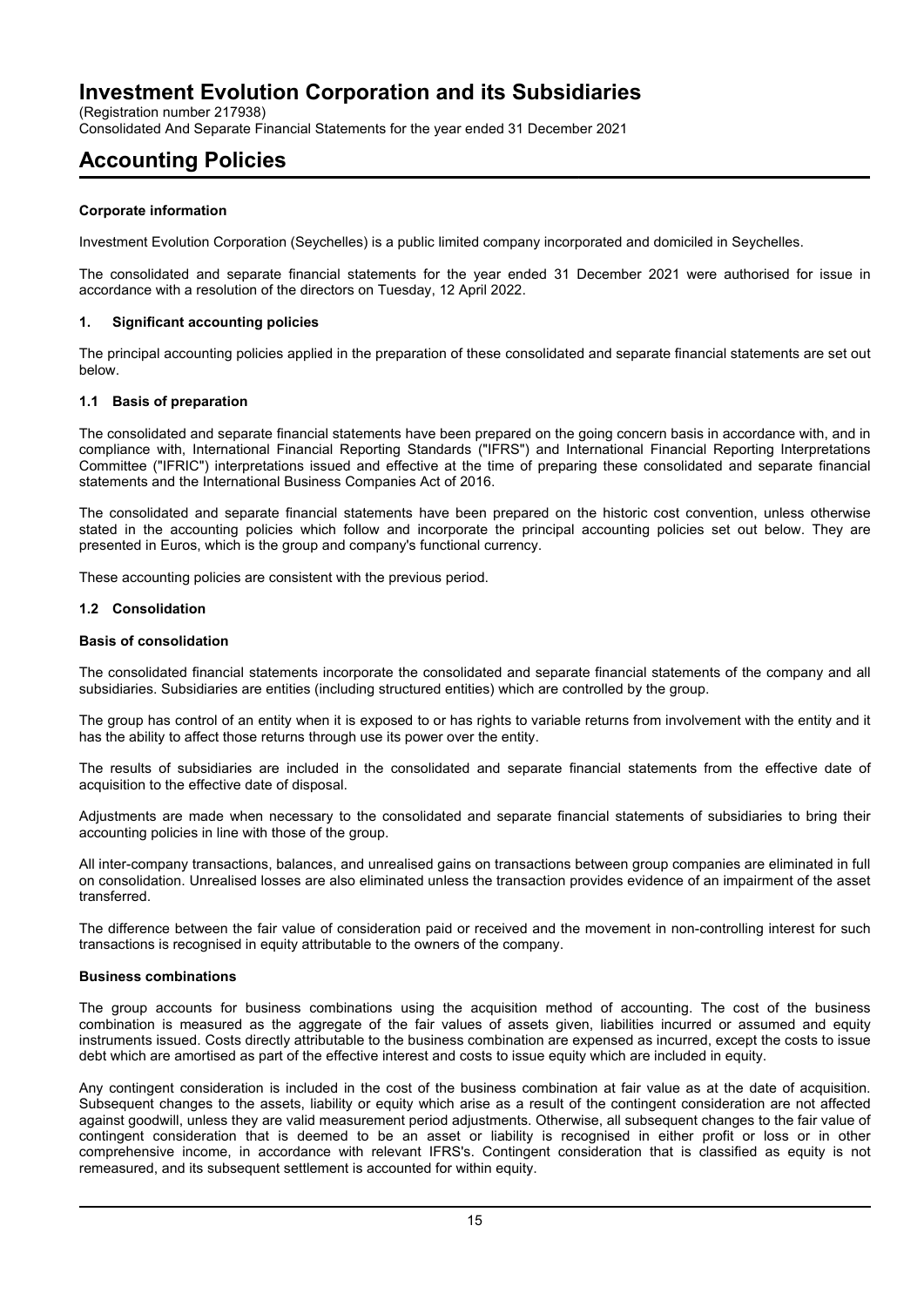# Investment Evolution Corporation and its Subsidiaries

(Registration number 217938)
Consolidated And Separate Financial Statements for the year ended 31 December 2021

# Accounting Policies

**Corporate information**

Investment Evolution Corporation (Seychelles) is a public limited company incorporated and domiciled in Seychelles.

The consolidated and separate financial statements for the year ended 31 December 2021 were authorised for issue in accordance with a resolution of the directors on Tuesday, 12 April 2022.

**1. Significant accounting policies**

The principal accounting policies applied in the preparation of these consolidated and separate financial statements are set out below.

**1.1 Basis of preparation**

The consolidated and separate financial statements have been prepared on the going concern basis in accordance with, and in compliance with, International Financial Reporting Standards ("IFRS") and International Financial Reporting Interpretations Committee ("IFRIC") interpretations issued and effective at the time of preparing these consolidated and separate financial statements and the International Business Companies Act of 2016.

The consolidated and separate financial statements have been prepared on the historic cost convention, unless otherwise stated in the accounting policies which follow and incorporate the principal accounting policies set out below. They are presented in Euros, which is the group and company's functional currency.

These accounting policies are consistent with the previous period.

**1.2 Consolidation**

**Basis of consolidation**

The consolidated financial statements incorporate the consolidated and separate financial statements of the company and all subsidiaries. Subsidiaries are entities (including structured entities) which are controlled by the group.

The group has control of an entity when it is exposed to or has rights to variable returns from involvement with the entity and it has the ability to affect those returns through use its power over the entity.

The results of subsidiaries are included in the consolidated and separate financial statements from the effective date of acquisition to the effective date of disposal.

Adjustments are made when necessary to the consolidated and separate financial statements of subsidiaries to bring their accounting policies in line with those of the group.

All inter-company transactions, balances, and unrealised gains on transactions between group companies are eliminated in full on consolidation. Unrealised losses are also eliminated unless the transaction provides evidence of an impairment of the asset transferred.

The difference between the fair value of consideration paid or received and the movement in non-controlling interest for such transactions is recognised in equity attributable to the owners of the company.

**Business combinations**

The group accounts for business combinations using the acquisition method of accounting. The cost of the business combination is measured as the aggregate of the fair values of assets given, liabilities incurred or assumed and equity instruments issued. Costs directly attributable to the business combination are expensed as incurred, except the costs to issue debt which are amortised as part of the effective interest and costs to issue equity which are included in equity.

Any contingent consideration is included in the cost of the business combination at fair value as at the date of acquisition. Subsequent changes to the assets, liability or equity which arise as a result of the contingent consideration are not affected against goodwill, unless they are valid measurement period adjustments. Otherwise, all subsequent changes to the fair value of contingent consideration that is deemed to be an asset or liability is recognised in either profit or loss or in other comprehensive income, in accordance with relevant IFRS's. Contingent consideration that is classified as equity is not remeasured, and its subsequent settlement is accounted for within equity.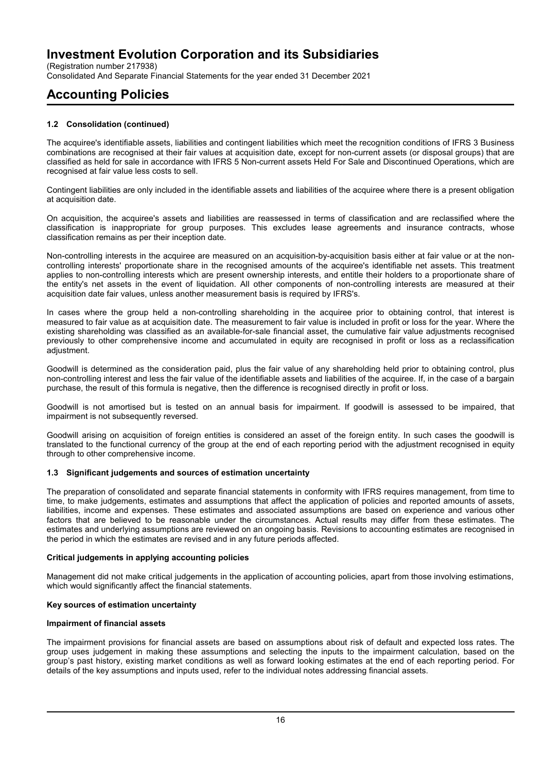## 1.2 Consolidation (continued)

The acquiree's identifiable assets, liabilities and contingent liabilities which meet the recognition conditions of IFRS 3 Business combinations are recognised at their fair values at acquisition date, except for non-current assets (or disposal groups) that are classified as held for sale in accordance with IFRS 5 Non-current assets Held For Sale and Discontinued Operations, which are recognised at fair value less costs to sell.

Contingent liabilities are only included in the identifiable assets and liabilities of the acquiree where there is a present obligation at acquisition date.

On acquisition, the acquiree's assets and liabilities are reassessed in terms of classification and are reclassified where the classification is inappropriate for group purposes. This excludes lease agreements and insurance contracts, whose classification remains as per their inception date.

Non-controlling interests in the acquiree are measured on an acquisition-by-acquisition basis either at fair value or at the non-controlling interests' proportionate share in the recognised amounts of the acquiree's identifiable net assets. This treatment applies to non-controlling interests which are present ownership interests, and entitle their holders to a proportionate share of the entity's net assets in the event of liquidation. All other components of non-controlling interests are measured at their acquisition date fair values, unless another measurement basis is required by IFRS's.

In cases where the group held a non-controlling shareholding in the acquiree prior to obtaining control, that interest is measured to fair value as at acquisition date. The measurement to fair value is included in profit or loss for the year. Where the existing shareholding was classified as an available-for-sale financial asset, the cumulative fair value adjustments recognised previously to other comprehensive income and accumulated in equity are recognised in profit or loss as a reclassification adjustment.

Goodwill is determined as the consideration paid, plus the fair value of any shareholding held prior to obtaining control, plus non-controlling interest and less the fair value of the identifiable assets and liabilities of the acquiree. If, in the case of a bargain purchase, the result of this formula is negative, then the difference is recognised directly in profit or loss.

Goodwill is not amortised but is tested on an annual basis for impairment. If goodwill is assessed to be impaired, that impairment is not subsequently reversed.

Goodwill arising on acquisition of foreign entities is considered an asset of the foreign entity. In such cases the goodwill is translated to the functional currency of the group at the end of each reporting period with the adjustment recognised in equity through to other comprehensive income.

## 1.3 Significant judgements and sources of estimation uncertainty

The preparation of consolidated and separate financial statements in conformity with IFRS requires management, from time to time, to make judgements, estimates and assumptions that affect the application of policies and reported amounts of assets, liabilities, income and expenses. These estimates and associated assumptions are based on experience and various other factors that are believed to be reasonable under the circumstances. Actual results may differ from these estimates. The estimates and underlying assumptions are reviewed on an ongoing basis. Revisions to accounting estimates are recognised in the period in which the estimates are revised and in any future periods affected.

### Critical judgements in applying accounting policies

Management did not make critical judgements in the application of accounting policies, apart from those involving estimations, which would significantly affect the financial statements.

### Key sources of estimation uncertainty

#### Impairment of financial assets

The impairment provisions for financial assets are based on assumptions about risk of default and expected loss rates. The group uses judgement in making these assumptions and selecting the inputs to the impairment calculation, based on the group's past history, existing market conditions as well as forward looking estimates at the end of each reporting period. For details of the key assumptions and inputs used, refer to the individual notes addressing financial assets.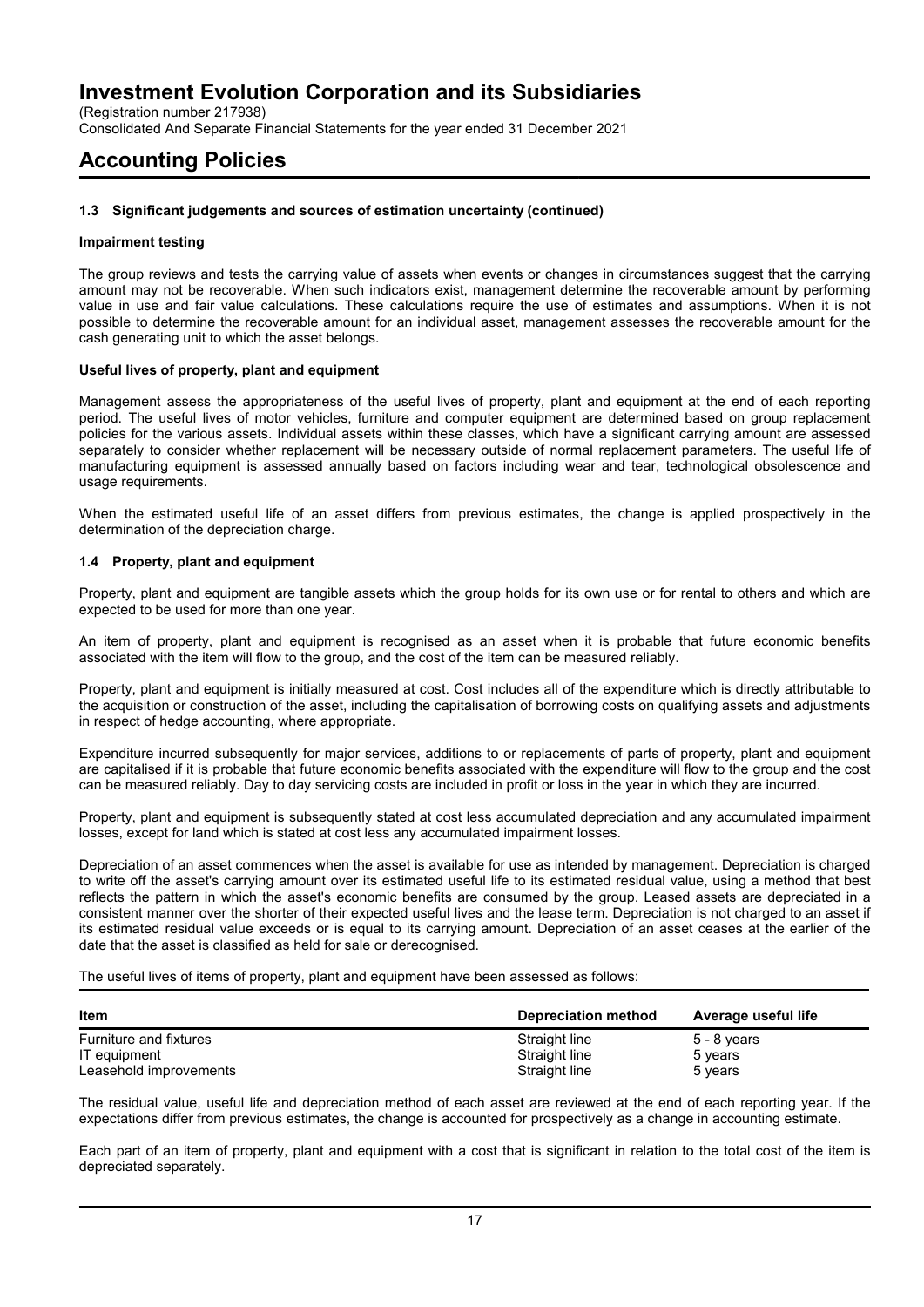# Investment Evolution Corporation and its Subsidiaries

(Registration number 217938)
Consolidated And Separate Financial Statements for the year ended 31 December 2021

# Accounting Policies

### 1.3 Significant judgements and sources of estimation uncertainty (continued)

**Impairment testing**

The group reviews and tests the carrying value of assets when events or changes in circumstances suggest that the carrying amount may not be recoverable. When such indicators exist, management determine the recoverable amount by performing value in use and fair value calculations. These calculations require the use of estimates and assumptions. When it is not possible to determine the recoverable amount for an individual asset, management assesses the recoverable amount for the cash generating unit to which the asset belongs.

**Useful lives of property, plant and equipment**

Management assess the appropriateness of the useful lives of property, plant and equipment at the end of each reporting period. The useful lives of motor vehicles, furniture and computer equipment are determined based on group replacement policies for the various assets. Individual assets within these classes, which have a significant carrying amount are assessed separately to consider whether replacement will be necessary outside of normal replacement parameters. The useful life of manufacturing equipment is assessed annually based on factors including wear and tear, technological obsolescence and usage requirements.

When the estimated useful life of an asset differs from previous estimates, the change is applied prospectively in the determination of the depreciation charge.

### 1.4 Property, plant and equipment

Property, plant and equipment are tangible assets which the group holds for its own use or for rental to others and which are expected to be used for more than one year.

An item of property, plant and equipment is recognised as an asset when it is probable that future economic benefits associated with the item will flow to the group, and the cost of the item can be measured reliably.

Property, plant and equipment is initially measured at cost. Cost includes all of the expenditure which is directly attributable to the acquisition or construction of the asset, including the capitalisation of borrowing costs on qualifying assets and adjustments in respect of hedge accounting, where appropriate.

Expenditure incurred subsequently for major services, additions to or replacements of parts of property, plant and equipment are capitalised if it is probable that future economic benefits associated with the expenditure will flow to the group and the cost can be measured reliably. Day to day servicing costs are included in profit or loss in the year in which they are incurred.

Property, plant and equipment is subsequently stated at cost less accumulated depreciation and any accumulated impairment losses, except for land which is stated at cost less any accumulated impairment losses.

Depreciation of an asset commences when the asset is available for use as intended by management. Depreciation is charged to write off the asset's carrying amount over its estimated useful life to its estimated residual value, using a method that best reflects the pattern in which the asset's economic benefits are consumed by the group. Leased assets are depreciated in a consistent manner over the shorter of their expected useful lives and the lease term. Depreciation is not charged to an asset if its estimated residual value exceeds or is equal to its carrying amount. Depreciation of an asset ceases at the earlier of the date that the asset is classified as held for sale or derecognised.

The useful lives of items of property, plant and equipment have been assessed as follows:

| Item | Depreciation method | Average useful life |
|---|---|---|
| Furniture and fixtures | Straight line | 5 - 8 years |
| IT equipment | Straight line | 5 years |
| Leasehold improvements | Straight line | 5 years |

The residual value, useful life and depreciation method of each asset are reviewed at the end of each reporting year. If the expectations differ from previous estimates, the change is accounted for prospectively as a change in accounting estimate.

Each part of an item of property, plant and equipment with a cost that is significant in relation to the total cost of the item is depreciated separately.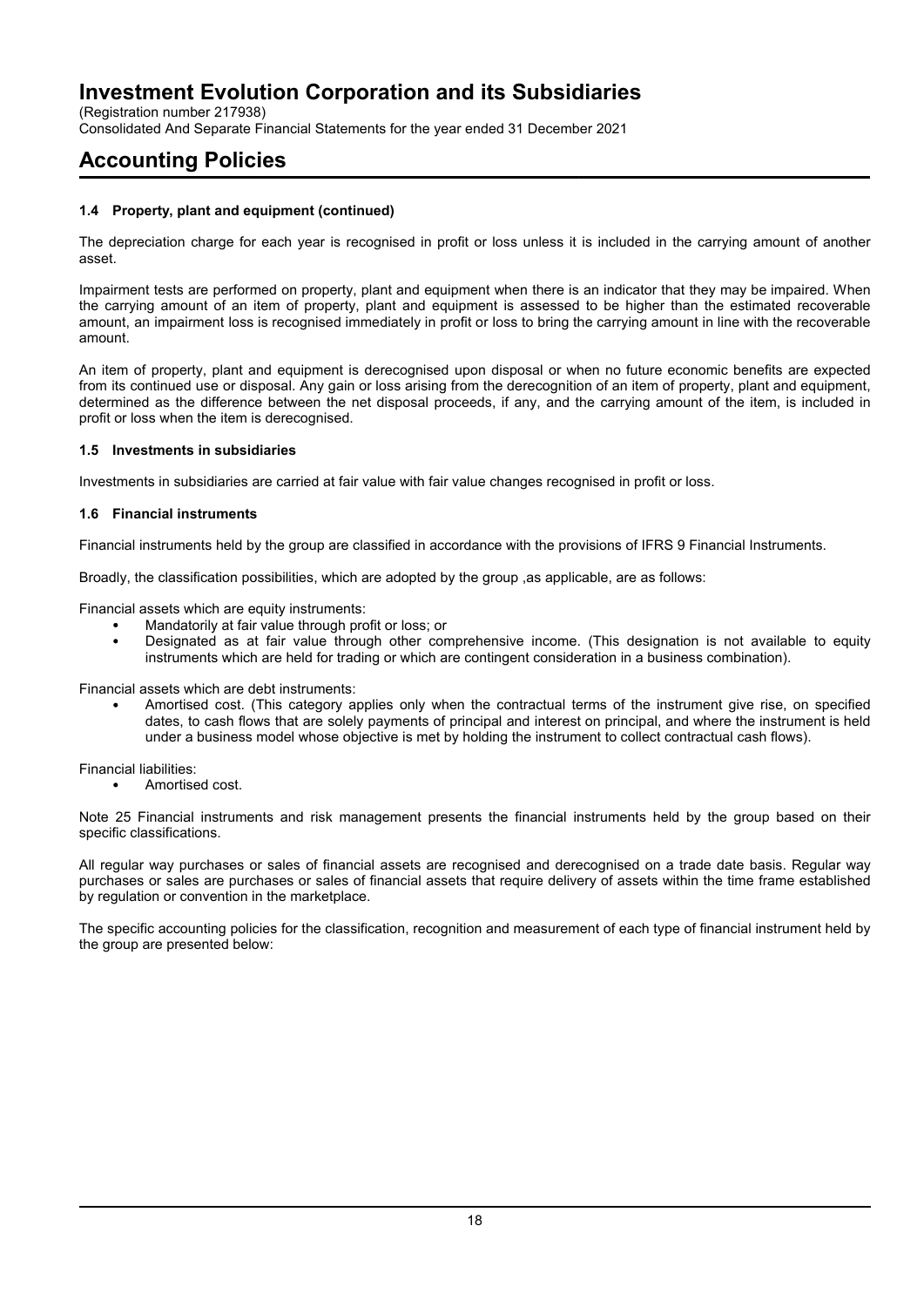## Accounting Policies

### 1.4 Property, plant and equipment (continued)

The depreciation charge for each year is recognised in profit or loss unless it is included in the carrying amount of another asset.

Impairment tests are performed on property, plant and equipment when there is an indicator that they may be impaired. When the carrying amount of an item of property, plant and equipment is assessed to be higher than the estimated recoverable amount, an impairment loss is recognised immediately in profit or loss to bring the carrying amount in line with the recoverable amount.

An item of property, plant and equipment is derecognised upon disposal or when no future economic benefits are expected from its continued use or disposal. Any gain or loss arising from the derecognition of an item of property, plant and equipment, determined as the difference between the net disposal proceeds, if any, and the carrying amount of the item, is included in profit or loss when the item is derecognised.

### 1.5 Investments in subsidiaries

Investments in subsidiaries are carried at fair value with fair value changes recognised in profit or loss.

### 1.6 Financial instruments

Financial instruments held by the group are classified in accordance with the provisions of IFRS 9 Financial Instruments.

Broadly, the classification possibilities, which are adopted by the group ,as applicable, are as follows:

Financial assets which are equity instruments:

- Mandatorily at fair value through profit or loss; or
- Designated as at fair value through other comprehensive income. (This designation is not available to equity instruments which are held for trading or which are contingent consideration in a business combination).

Financial assets which are debt instruments:

- Amortised cost. (This category applies only when the contractual terms of the instrument give rise, on specified dates, to cash flows that are solely payments of principal and interest on principal, and where the instrument is held under a business model whose objective is met by holding the instrument to collect contractual cash flows).

Financial liabilities:

- Amortised cost.

Note 25 Financial instruments and risk management presents the financial instruments held by the group based on their specific classifications.

All regular way purchases or sales of financial assets are recognised and derecognised on a trade date basis. Regular way purchases or sales are purchases or sales of financial assets that require delivery of assets within the time frame established by regulation or convention in the marketplace.

The specific accounting policies for the classification, recognition and measurement of each type of financial instrument held by the group are presented below: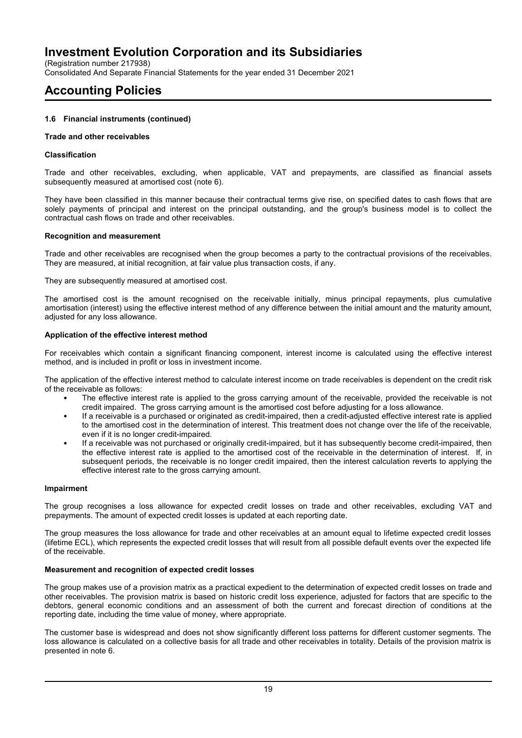## Accounting Policies

### 1.6 Financial instruments (continued)

**Trade and other receivables**

**Classification**

Trade and other receivables, excluding, when applicable, VAT and prepayments, are classified as financial assets subsequently measured at amortised cost (note 6).

They have been classified in this manner because their contractual terms give rise, on specified dates to cash flows that are solely payments of principal and interest on the principal outstanding, and the group's business model is to collect the contractual cash flows on trade and other receivables.

**Recognition and measurement**

Trade and other receivables are recognised when the group becomes a party to the contractual provisions of the receivables. They are measured, at initial recognition, at fair value plus transaction costs, if any.

They are subsequently measured at amortised cost.

The amortised cost is the amount recognised on the receivable initially, minus principal repayments, plus cumulative amortisation (interest) using the effective interest method of any difference between the initial amount and the maturity amount, adjusted for any loss allowance.

**Application of the effective interest method**

For receivables which contain a significant financing component, interest income is calculated using the effective interest method, and is included in profit or loss in investment income.

The application of the effective interest method to calculate interest income on trade receivables is dependent on the credit risk of the receivable as follows:

- The effective interest rate is applied to the gross carrying amount of the receivable, provided the receivable is not credit impaired. The gross carrying amount is the amortised cost before adjusting for a loss allowance.
- If a receivable is a purchased or originated as credit-impaired, then a credit-adjusted effective interest rate is applied to the amortised cost in the determination of interest. This treatment does not change over the life of the receivable, even if it is no longer credit-impaired.
- If a receivable was not purchased or originally credit-impaired, but it has subsequently become credit-impaired, then the effective interest rate is applied to the amortised cost of the receivable in the determination of interest. If, in subsequent periods, the receivable is no longer credit impaired, then the interest calculation reverts to applying the effective interest rate to the gross carrying amount.

**Impairment**

The group recognises a loss allowance for expected credit losses on trade and other receivables, excluding VAT and prepayments. The amount of expected credit losses is updated at each reporting date.

The group measures the loss allowance for trade and other receivables at an amount equal to lifetime expected credit losses (lifetime ECL), which represents the expected credit losses that will result from all possible default events over the expected life of the receivable.

**Measurement and recognition of expected credit losses**

The group makes use of a provision matrix as a practical expedient to the determination of expected credit losses on trade and other receivables. The provision matrix is based on historic credit loss experience, adjusted for factors that are specific to the debtors, general economic conditions and an assessment of both the current and forecast direction of conditions at the reporting date, including the time value of money, where appropriate.

The customer base is widespread and does not show significantly different loss patterns for different customer segments. The loss allowance is calculated on a collective basis for all trade and other receivables in totality. Details of the provision matrix is presented in note 6.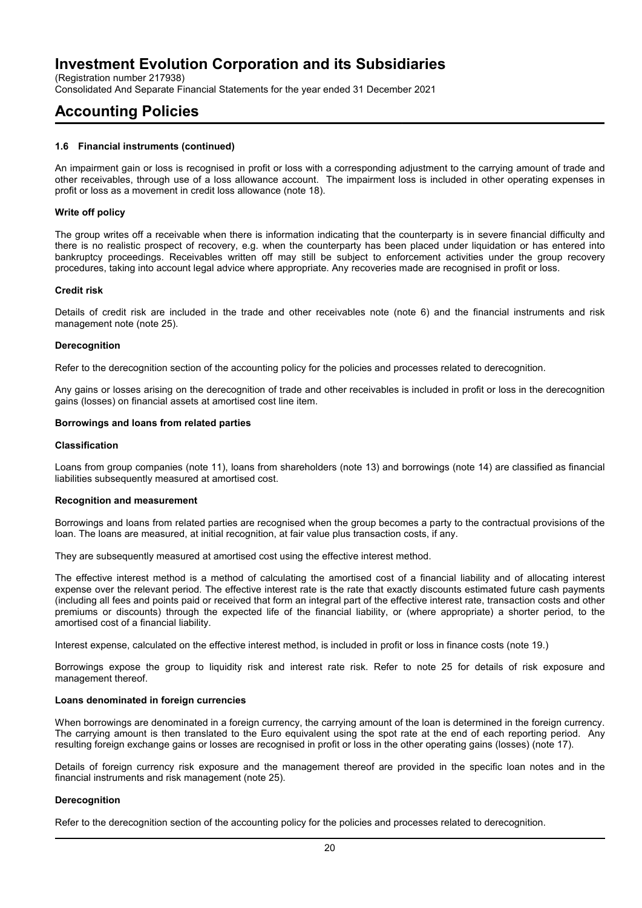#### 1.6 Financial instruments (continued)

An impairment gain or loss is recognised in profit or loss with a corresponding adjustment to the carrying amount of trade and other receivables, through use of a loss allowance account. The impairment loss is included in other operating expenses in profit or loss as a movement in credit loss allowance (note 18).

**Write off policy**

The group writes off a receivable when there is information indicating that the counterparty is in severe financial difficulty and there is no realistic prospect of recovery, e.g. when the counterparty has been placed under liquidation or has entered into bankruptcy proceedings. Receivables written off may still be subject to enforcement activities under the group recovery procedures, taking into account legal advice where appropriate. Any recoveries made are recognised in profit or loss.

**Credit risk**

Details of credit risk are included in the trade and other receivables note (note 6) and the financial instruments and risk management note (note 25).

**Derecognition**

Refer to the derecognition section of the accounting policy for the policies and processes related to derecognition.

Any gains or losses arising on the derecognition of trade and other receivables is included in profit or loss in the derecognition gains (losses) on financial assets at amortised cost line item.

**Borrowings and loans from related parties**

**Classification**

Loans from group companies (note 11), loans from shareholders (note 13) and borrowings (note 14) are classified as financial liabilities subsequently measured at amortised cost.

**Recognition and measurement**

Borrowings and loans from related parties are recognised when the group becomes a party to the contractual provisions of the loan. The loans are measured, at initial recognition, at fair value plus transaction costs, if any.

They are subsequently measured at amortised cost using the effective interest method.

The effective interest method is a method of calculating the amortised cost of a financial liability and of allocating interest expense over the relevant period. The effective interest rate is the rate that exactly discounts estimated future cash payments (including all fees and points paid or received that form an integral part of the effective interest rate, transaction costs and other premiums or discounts) through the expected life of the financial liability, or (where appropriate) a shorter period, to the amortised cost of a financial liability.

Interest expense, calculated on the effective interest method, is included in profit or loss in finance costs (note 19.)

Borrowings expose the group to liquidity risk and interest rate risk. Refer to note 25 for details of risk exposure and management thereof.

**Loans denominated in foreign currencies**

When borrowings are denominated in a foreign currency, the carrying amount of the loan is determined in the foreign currency. The carrying amount is then translated to the Euro equivalent using the spot rate at the end of each reporting period. Any resulting foreign exchange gains or losses are recognised in profit or loss in the other operating gains (losses) (note 17).

Details of foreign currency risk exposure and the management thereof are provided in the specific loan notes and in the financial instruments and risk management (note 25).

**Derecognition**

Refer to the derecognition section of the accounting policy for the policies and processes related to derecognition.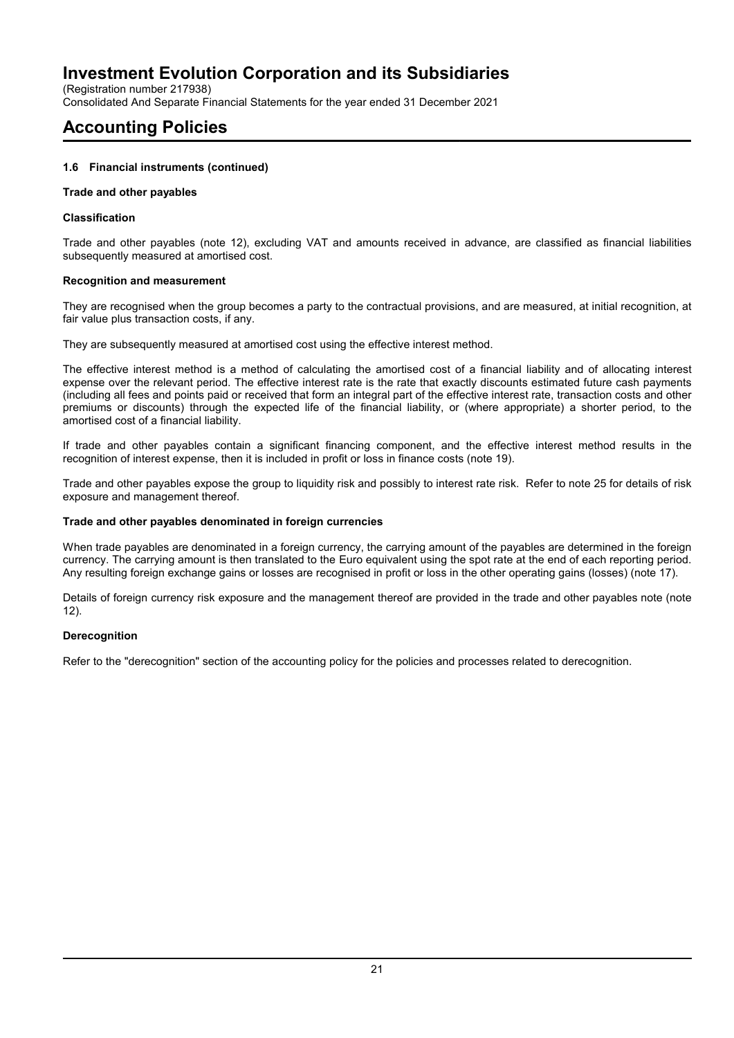## 1.6 Financial instruments (continued)

**Trade and other payables**

**Classification**

Trade and other payables (note 12), excluding VAT and amounts received in advance, are classified as financial liabilities subsequently measured at amortised cost.

**Recognition and measurement**

They are recognised when the group becomes a party to the contractual provisions, and are measured, at initial recognition, at fair value plus transaction costs, if any.

They are subsequently measured at amortised cost using the effective interest method.

The effective interest method is a method of calculating the amortised cost of a financial liability and of allocating interest expense over the relevant period. The effective interest rate is the rate that exactly discounts estimated future cash payments (including all fees and points paid or received that form an integral part of the effective interest rate, transaction costs and other premiums or discounts) through the expected life of the financial liability, or (where appropriate) a shorter period, to the amortised cost of a financial liability.

If trade and other payables contain a significant financing component, and the effective interest method results in the recognition of interest expense, then it is included in profit or loss in finance costs (note 19).

Trade and other payables expose the group to liquidity risk and possibly to interest rate risk. Refer to note 25 for details of risk exposure and management thereof.

**Trade and other payables denominated in foreign currencies**

When trade payables are denominated in a foreign currency, the carrying amount of the payables are determined in the foreign currency. The carrying amount is then translated to the Euro equivalent using the spot rate at the end of each reporting period. Any resulting foreign exchange gains or losses are recognised in profit or loss in the other operating gains (losses) (note 17).

Details of foreign currency risk exposure and the management thereof are provided in the trade and other payables note (note 12).

**Derecognition**

Refer to the "derecognition" section of the accounting policy for the policies and processes related to derecognition.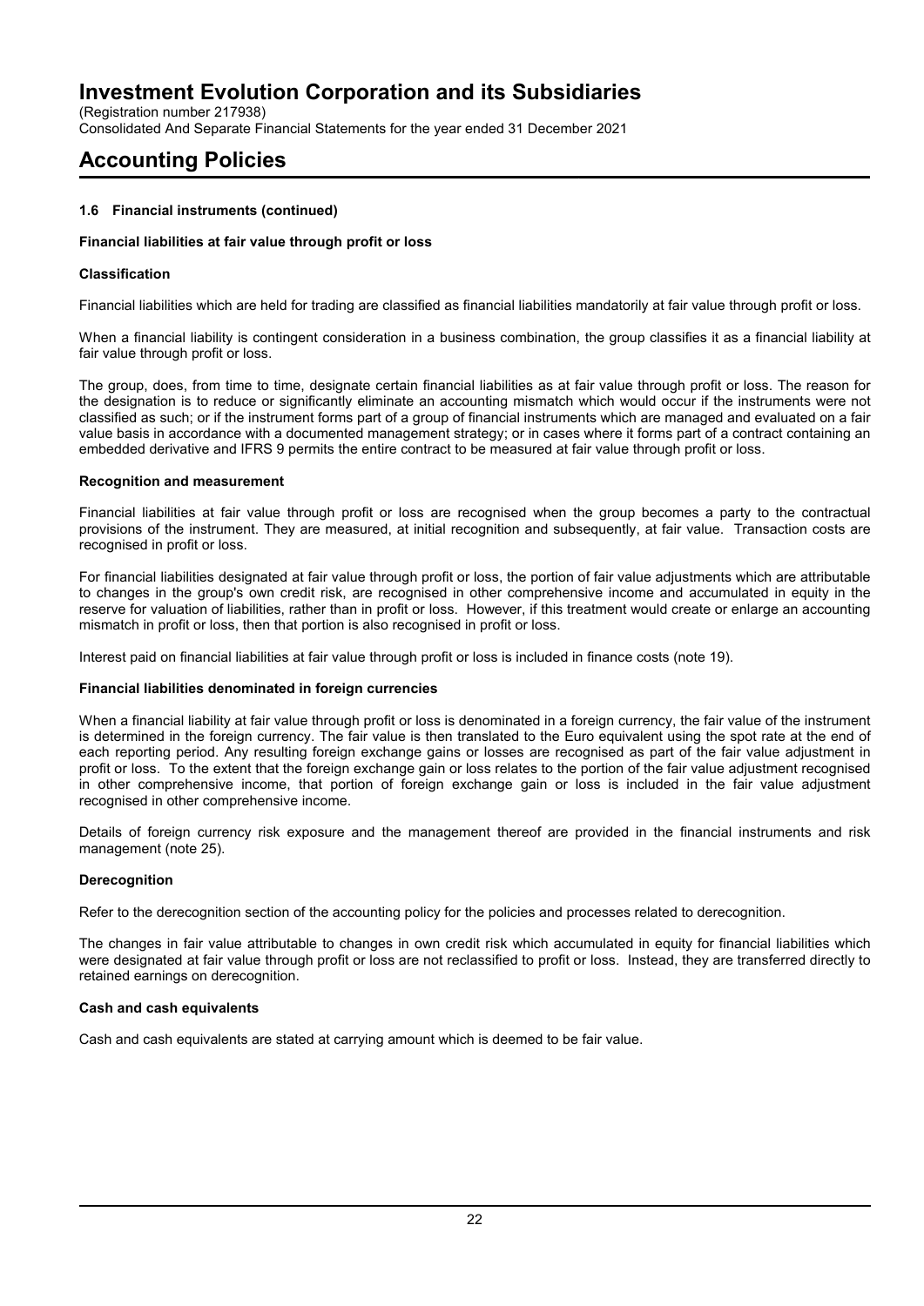# Investment Evolution Corporation and its Subsidiaries

(Registration number 217938)
Consolidated And Separate Financial Statements for the year ended 31 December 2021

## Accounting Policies

### 1.6 Financial instruments (continued)

**Financial liabilities at fair value through profit or loss**

**Classification**

Financial liabilities which are held for trading are classified as financial liabilities mandatorily at fair value through profit or loss.

When a financial liability is contingent consideration in a business combination, the group classifies it as a financial liability at fair value through profit or loss.

The group, does, from time to time, designate certain financial liabilities as at fair value through profit or loss. The reason for the designation is to reduce or significantly eliminate an accounting mismatch which would occur if the instruments were not classified as such; or if the instrument forms part of a group of financial instruments which are managed and evaluated on a fair value basis in accordance with a documented management strategy; or in cases where it forms part of a contract containing an embedded derivative and IFRS 9 permits the entire contract to be measured at fair value through profit or loss.

**Recognition and measurement**

Financial liabilities at fair value through profit or loss are recognised when the group becomes a party to the contractual provisions of the instrument. They are measured, at initial recognition and subsequently, at fair value. Transaction costs are recognised in profit or loss.

For financial liabilities designated at fair value through profit or loss, the portion of fair value adjustments which are attributable to changes in the group's own credit risk, are recognised in other comprehensive income and accumulated in equity in the reserve for valuation of liabilities, rather than in profit or loss. However, if this treatment would create or enlarge an accounting mismatch in profit or loss, then that portion is also recognised in profit or loss.

Interest paid on financial liabilities at fair value through profit or loss is included in finance costs (note 19).

**Financial liabilities denominated in foreign currencies**

When a financial liability at fair value through profit or loss is denominated in a foreign currency, the fair value of the instrument is determined in the foreign currency. The fair value is then translated to the Euro equivalent using the spot rate at the end of each reporting period. Any resulting foreign exchange gains or losses are recognised as part of the fair value adjustment in profit or loss. To the extent that the foreign exchange gain or loss relates to the portion of the fair value adjustment recognised in other comprehensive income, that portion of foreign exchange gain or loss is included in the fair value adjustment recognised in other comprehensive income.

Details of foreign currency risk exposure and the management thereof are provided in the financial instruments and risk management (note 25).

**Derecognition**

Refer to the derecognition section of the accounting policy for the policies and processes related to derecognition.

The changes in fair value attributable to changes in own credit risk which accumulated in equity for financial liabilities which were designated at fair value through profit or loss are not reclassified to profit or loss. Instead, they are transferred directly to retained earnings on derecognition.

**Cash and cash equivalents**

Cash and cash equivalents are stated at carrying amount which is deemed to be fair value.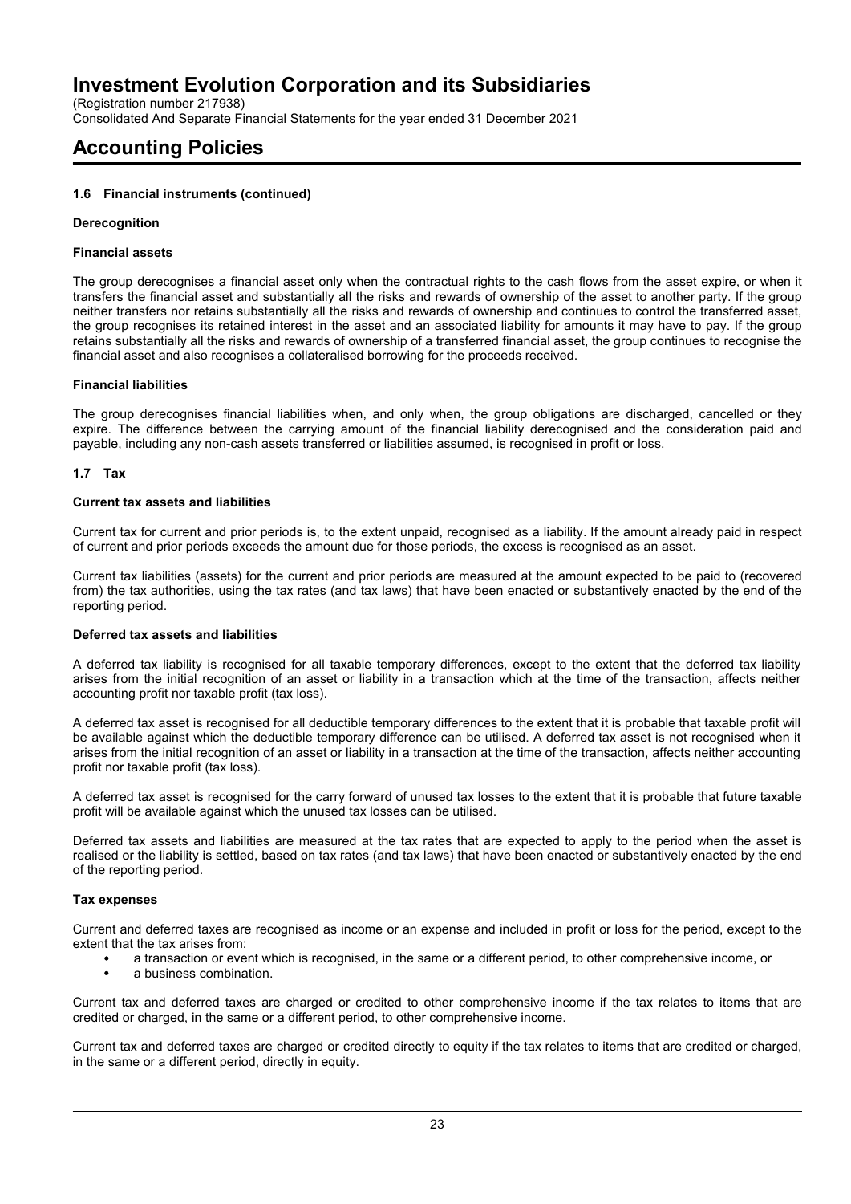## Accounting Policies

### 1.6 Financial instruments (continued)

**Derecognition**

**Financial assets**

The group derecognises a financial asset only when the contractual rights to the cash flows from the asset expire, or when it transfers the financial asset and substantially all the risks and rewards of ownership of the asset to another party. If the group neither transfers nor retains substantially all the risks and rewards of ownership and continues to control the transferred asset, the group recognises its retained interest in the asset and an associated liability for amounts it may have to pay. If the group retains substantially all the risks and rewards of ownership of a transferred financial asset, the group continues to recognise the financial asset and also recognises a collateralised borrowing for the proceeds received.

**Financial liabilities**

The group derecognises financial liabilities when, and only when, the group obligations are discharged, cancelled or they expire. The difference between the carrying amount of the financial liability derecognised and the consideration paid and payable, including any non-cash assets transferred or liabilities assumed, is recognised in profit or loss.

### 1.7 Tax

**Current tax assets and liabilities**

Current tax for current and prior periods is, to the extent unpaid, recognised as a liability. If the amount already paid in respect of current and prior periods exceeds the amount due for those periods, the excess is recognised as an asset.

Current tax liabilities (assets) for the current and prior periods are measured at the amount expected to be paid to (recovered from) the tax authorities, using the tax rates (and tax laws) that have been enacted or substantively enacted by the end of the reporting period.

**Deferred tax assets and liabilities**

A deferred tax liability is recognised for all taxable temporary differences, except to the extent that the deferred tax liability arises from the initial recognition of an asset or liability in a transaction which at the time of the transaction, affects neither accounting profit nor taxable profit (tax loss).

A deferred tax asset is recognised for all deductible temporary differences to the extent that it is probable that taxable profit will be available against which the deductible temporary difference can be utilised. A deferred tax asset is not recognised when it arises from the initial recognition of an asset or liability in a transaction at the time of the transaction, affects neither accounting profit nor taxable profit (tax loss).

A deferred tax asset is recognised for the carry forward of unused tax losses to the extent that it is probable that future taxable profit will be available against which the unused tax losses can be utilised.

Deferred tax assets and liabilities are measured at the tax rates that are expected to apply to the period when the asset is realised or the liability is settled, based on tax rates (and tax laws) that have been enacted or substantively enacted by the end of the reporting period.

**Tax expenses**

Current and deferred taxes are recognised as income or an expense and included in profit or loss for the period, except to the extent that the tax arises from:

- a transaction or event which is recognised, in the same or a different period, to other comprehensive income, or
- a business combination.

Current tax and deferred taxes are charged or credited to other comprehensive income if the tax relates to items that are credited or charged, in the same or a different period, to other comprehensive income.

Current tax and deferred taxes are charged or credited directly to equity if the tax relates to items that are credited or charged, in the same or a different period, directly in equity.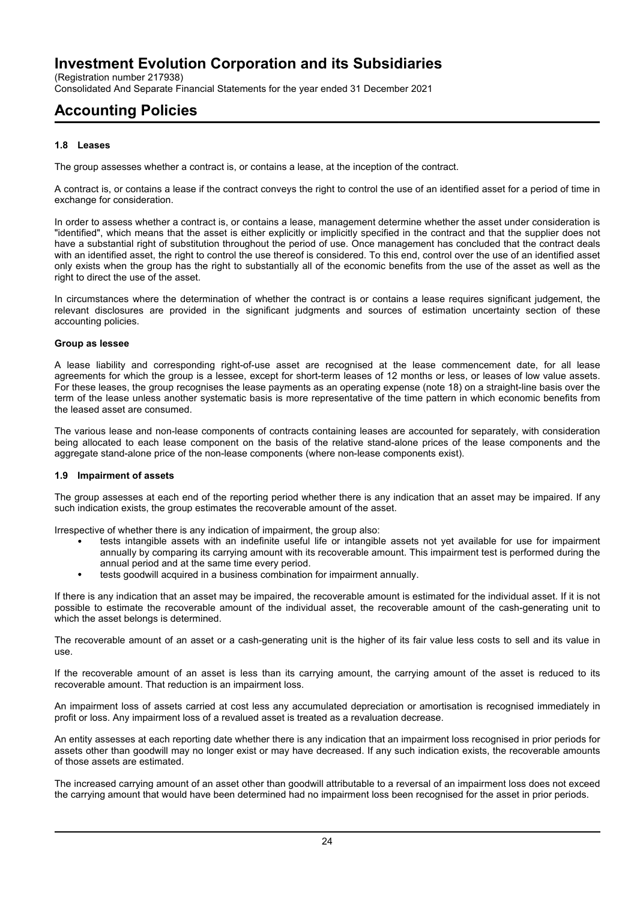## 1.8 Leases

The group assesses whether a contract is, or contains a lease, at the inception of the contract.

A contract is, or contains a lease if the contract conveys the right to control the use of an identified asset for a period of time in exchange for consideration.

In order to assess whether a contract is, or contains a lease, management determine whether the asset under consideration is "identified", which means that the asset is either explicitly or implicitly specified in the contract and that the supplier does not have a substantial right of substitution throughout the period of use. Once management has concluded that the contract deals with an identified asset, the right to control the use thereof is considered. To this end, control over the use of an identified asset only exists when the group has the right to substantially all of the economic benefits from the use of the asset as well as the right to direct the use of the asset.

In circumstances where the determination of whether the contract is or contains a lease requires significant judgement, the relevant disclosures are provided in the significant judgments and sources of estimation uncertainty section of these accounting policies.

**Group as lessee**

A lease liability and corresponding right-of-use asset are recognised at the lease commencement date, for all lease agreements for which the group is a lessee, except for short-term leases of 12 months or less, or leases of low value assets. For these leases, the group recognises the lease payments as an operating expense (note 18) on a straight-line basis over the term of the lease unless another systematic basis is more representative of the time pattern in which economic benefits from the leased asset are consumed.

The various lease and non-lease components of contracts containing leases are accounted for separately, with consideration being allocated to each lease component on the basis of the relative stand-alone prices of the lease components and the aggregate stand-alone price of the non-lease components (where non-lease components exist).

## 1.9 Impairment of assets

The group assesses at each end of the reporting period whether there is any indication that an asset may be impaired. If any such indication exists, the group estimates the recoverable amount of the asset.

Irrespective of whether there is any indication of impairment, the group also:

- tests intangible assets with an indefinite useful life or intangible assets not yet available for use for impairment annually by comparing its carrying amount with its recoverable amount. This impairment test is performed during the annual period and at the same time every period.
- tests goodwill acquired in a business combination for impairment annually.

If there is any indication that an asset may be impaired, the recoverable amount is estimated for the individual asset. If it is not possible to estimate the recoverable amount of the individual asset, the recoverable amount of the cash-generating unit to which the asset belongs is determined.

The recoverable amount of an asset or a cash-generating unit is the higher of its fair value less costs to sell and its value in use.

If the recoverable amount of an asset is less than its carrying amount, the carrying amount of the asset is reduced to its recoverable amount. That reduction is an impairment loss.

An impairment loss of assets carried at cost less any accumulated depreciation or amortisation is recognised immediately in profit or loss. Any impairment loss of a revalued asset is treated as a revaluation decrease.

An entity assesses at each reporting date whether there is any indication that an impairment loss recognised in prior periods for assets other than goodwill may no longer exist or may have decreased. If any such indication exists, the recoverable amounts of those assets are estimated.

The increased carrying amount of an asset other than goodwill attributable to a reversal of an impairment loss does not exceed the carrying amount that would have been determined had no impairment loss been recognised for the asset in prior periods.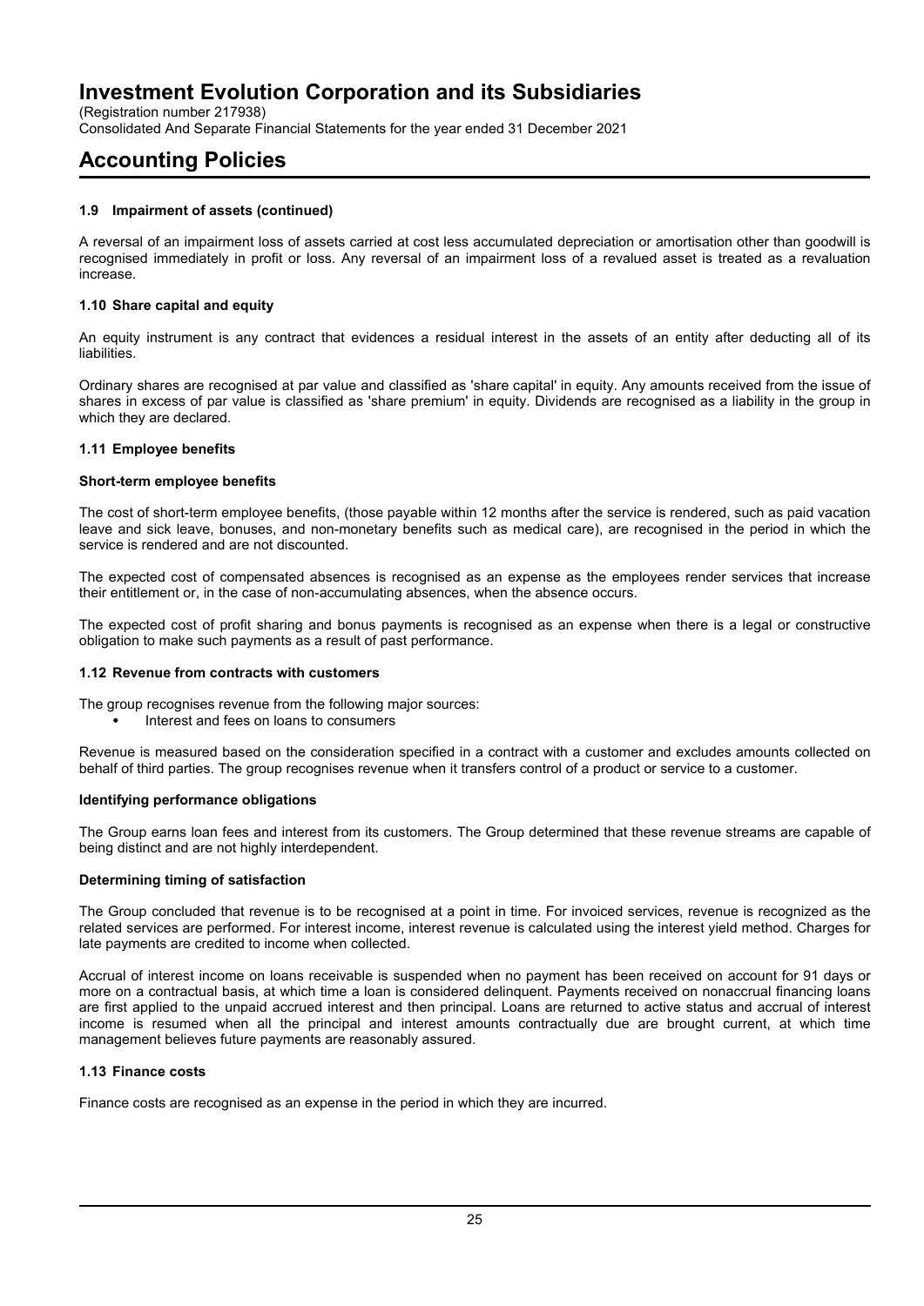# Investment Evolution Corporation and its Subsidiaries

(Registration number 217938)
Consolidated And Separate Financial Statements for the year ended 31 December 2021

# Accounting Policies

### 1.9 Impairment of assets (continued)

A reversal of an impairment loss of assets carried at cost less accumulated depreciation or amortisation other than goodwill is recognised immediately in profit or loss. Any reversal of an impairment loss of a revalued asset is treated as a revaluation increase.

### 1.10 Share capital and equity

An equity instrument is any contract that evidences a residual interest in the assets of an entity after deducting all of its liabilities.

Ordinary shares are recognised at par value and classified as 'share capital' in equity. Any amounts received from the issue of shares in excess of par value is classified as 'share premium' in equity. Dividends are recognised as a liability in the group in which they are declared.

### 1.11 Employee benefits

**Short-term employee benefits**

The cost of short-term employee benefits, (those payable within 12 months after the service is rendered, such as paid vacation leave and sick leave, bonuses, and non-monetary benefits such as medical care), are recognised in the period in which the service is rendered and are not discounted.

The expected cost of compensated absences is recognised as an expense as the employees render services that increase their entitlement or, in the case of non-accumulating absences, when the absence occurs.

The expected cost of profit sharing and bonus payments is recognised as an expense when there is a legal or constructive obligation to make such payments as a result of past performance.

### 1.12 Revenue from contracts with customers

The group recognises revenue from the following major sources:

- Interest and fees on loans to consumers

Revenue is measured based on the consideration specified in a contract with a customer and excludes amounts collected on behalf of third parties. The group recognises revenue when it transfers control of a product or service to a customer.

**Identifying performance obligations**

The Group earns loan fees and interest from its customers. The Group determined that these revenue streams are capable of being distinct and are not highly interdependent.

**Determining timing of satisfaction**

The Group concluded that revenue is to be recognised at a point in time. For invoiced services, revenue is recognized as the related services are performed. For interest income, interest revenue is calculated using the interest yield method. Charges for late payments are credited to income when collected.

Accrual of interest income on loans receivable is suspended when no payment has been received on account for 91 days or more on a contractual basis, at which time a loan is considered delinquent. Payments received on nonaccrual financing loans are first applied to the unpaid accrued interest and then principal. Loans are returned to active status and accrual of interest income is resumed when all the principal and interest amounts contractually due are brought current, at which time management believes future payments are reasonably assured.

### 1.13 Finance costs

Finance costs are recognised as an expense in the period in which they are incurred.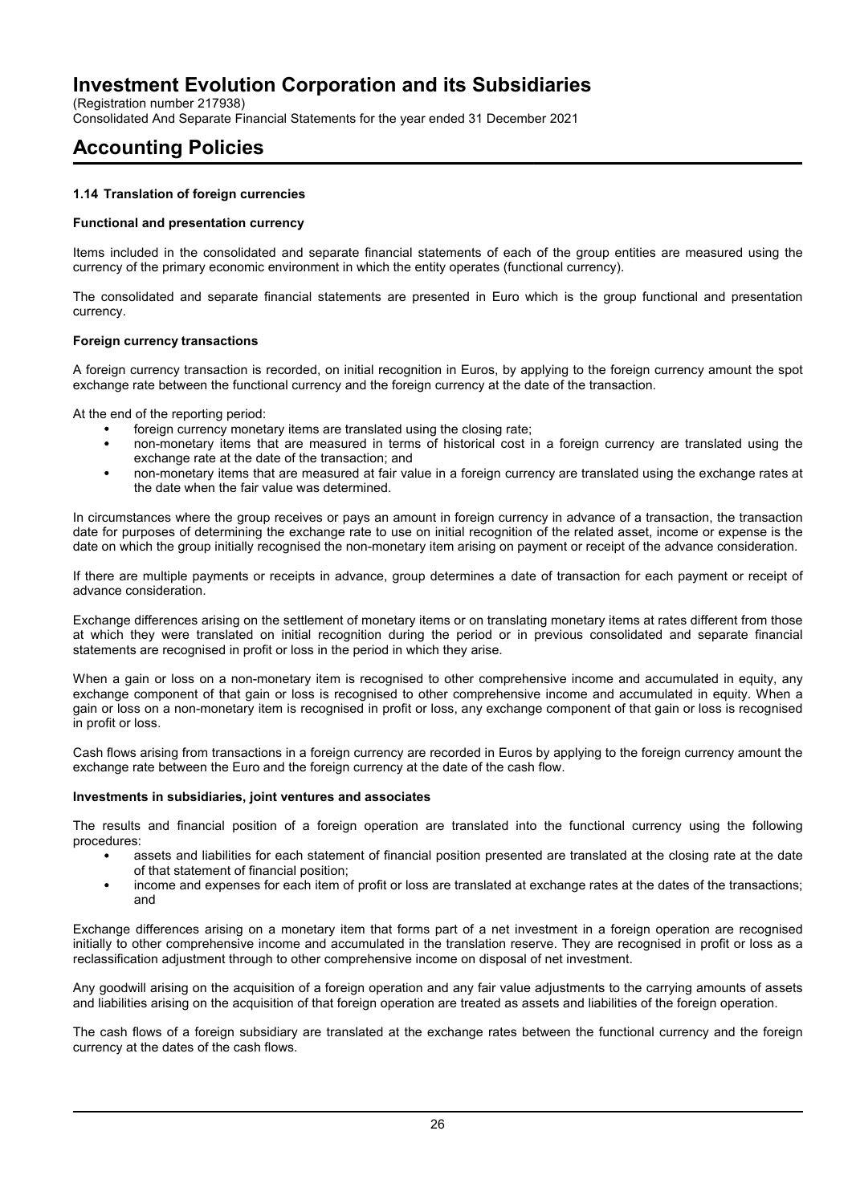# Investment Evolution Corporation and its Subsidiaries

(Registration number 217938)
Consolidated And Separate Financial Statements for the year ended 31 December 2021

# Accounting Policies

### 1.14 Translation of foreign currencies

**Functional and presentation currency**

Items included in the consolidated and separate financial statements of each of the group entities are measured using the currency of the primary economic environment in which the entity operates (functional currency).

The consolidated and separate financial statements are presented in Euro which is the group functional and presentation currency.

**Foreign currency transactions**

A foreign currency transaction is recorded, on initial recognition in Euros, by applying to the foreign currency amount the spot exchange rate between the functional currency and the foreign currency at the date of the transaction.

At the end of the reporting period:

- foreign currency monetary items are translated using the closing rate;
- non-monetary items that are measured in terms of historical cost in a foreign currency are translated using the exchange rate at the date of the transaction; and
- non-monetary items that are measured at fair value in a foreign currency are translated using the exchange rates at the date when the fair value was determined.

In circumstances where the group receives or pays an amount in foreign currency in advance of a transaction, the transaction date for purposes of determining the exchange rate to use on initial recognition of the related asset, income or expense is the date on which the group initially recognised the non-monetary item arising on payment or receipt of the advance consideration.

If there are multiple payments or receipts in advance, group determines a date of transaction for each payment or receipt of advance consideration.

Exchange differences arising on the settlement of monetary items or on translating monetary items at rates different from those at which they were translated on initial recognition during the period or in previous consolidated and separate financial statements are recognised in profit or loss in the period in which they arise.

When a gain or loss on a non-monetary item is recognised to other comprehensive income and accumulated in equity, any exchange component of that gain or loss is recognised to other comprehensive income and accumulated in equity. When a gain or loss on a non-monetary item is recognised in profit or loss, any exchange component of that gain or loss is recognised in profit or loss.

Cash flows arising from transactions in a foreign currency are recorded in Euros by applying to the foreign currency amount the exchange rate between the Euro and the foreign currency at the date of the cash flow.

**Investments in subsidiaries, joint ventures and associates**

The results and financial position of a foreign operation are translated into the functional currency using the following procedures:

- assets and liabilities for each statement of financial position presented are translated at the closing rate at the date of that statement of financial position;
- income and expenses for each item of profit or loss are translated at exchange rates at the dates of the transactions; and

Exchange differences arising on a monetary item that forms part of a net investment in a foreign operation are recognised initially to other comprehensive income and accumulated in the translation reserve. They are recognised in profit or loss as a reclassification adjustment through to other comprehensive income on disposal of net investment.

Any goodwill arising on the acquisition of a foreign operation and any fair value adjustments to the carrying amounts of assets and liabilities arising on the acquisition of that foreign operation are treated as assets and liabilities of the foreign operation.

The cash flows of a foreign subsidiary are translated at the exchange rates between the functional currency and the foreign currency at the dates of the cash flows.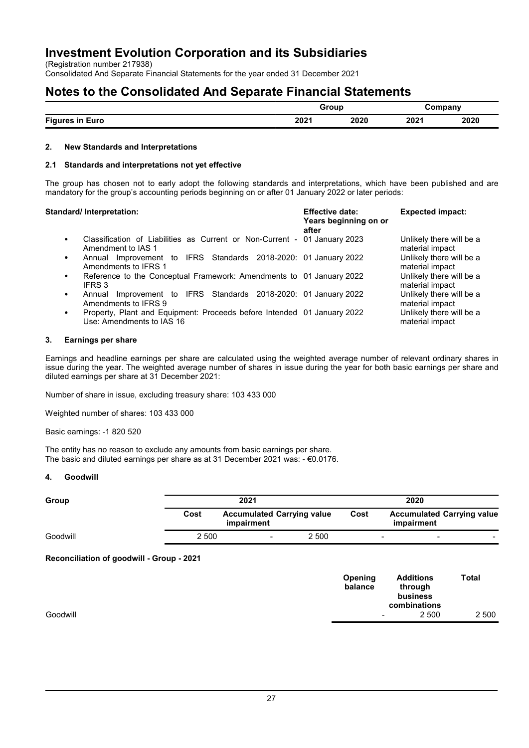# Investment Evolution Corporation and its Subsidiaries

(Registration number 217938)
Consolidated And Separate Financial Statements for the year ended 31 December 2021

# Notes to the Consolidated And Separate Financial Statements

| Figures in Euro | Group 2021 | Group 2020 | Company 2021 | Company 2020 |
|---|---|---|---|---|

## 2. New Standards and Interpretations

### 2.1 Standards and interpretations not yet effective

The group has chosen not to early adopt the following standards and interpretations, which have been published and are mandatory for the group's accounting periods beginning on or after 01 January 2022 or later periods:

| Standard/ Interpretation: | Effective date: Years beginning on or after | Expected impact: |
|---|---|---|
| • Classification of Liabilities as Current or Non-Current - Amendment to IAS 1 | 01 January 2023 | Unlikely there will be a material impact |
| • Annual Improvement to IFRS Standards 2018-2020: Amendments to IFRS 1 | 01 January 2022 | Unlikely there will be a material impact |
| • Reference to the Conceptual Framework: Amendments to IFRS 3 | 01 January 2022 | Unlikely there will be a material impact |
| • Annual Improvement to IFRS Standards 2018-2020: Amendments to IFRS 9 | 01 January 2022 | Unlikely there will be a material impact |
| • Property, Plant and Equipment: Proceeds before Intended Use: Amendments to IAS 16 | 01 January 2022 | Unlikely there will be a material impact |

## 3. Earnings per share

Earnings and headline earnings per share are calculated using the weighted average number of relevant ordinary shares in issue during the year. The weighted average number of shares in issue during the year for both basic earnings per share and diluted earnings per share at 31 December 2021:

Number of share in issue, excluding treasury share: 103 433 000

Weighted number of shares: 103 433 000

Basic earnings: -1 820 520

The entity has no reason to exclude any amounts from basic earnings per share.
The basic and diluted earnings per share as at 31 December 2021 was: - €0.0176.

## 4. Goodwill

| Group | 2021 Cost | 2021 Accumulated impairment | 2021 Carrying value | 2020 Cost | 2020 Accumulated impairment | 2020 Carrying value |
|---|---|---|---|---|---|---|
| Goodwill | 2 500 | - | 2 500 | - | - | - |

**Reconciliation of goodwill - Group - 2021**

| | Opening balance | Additions through business combinations | Total |
|---|---|---|---|
| Goodwill | - | 2 500 | 2 500 |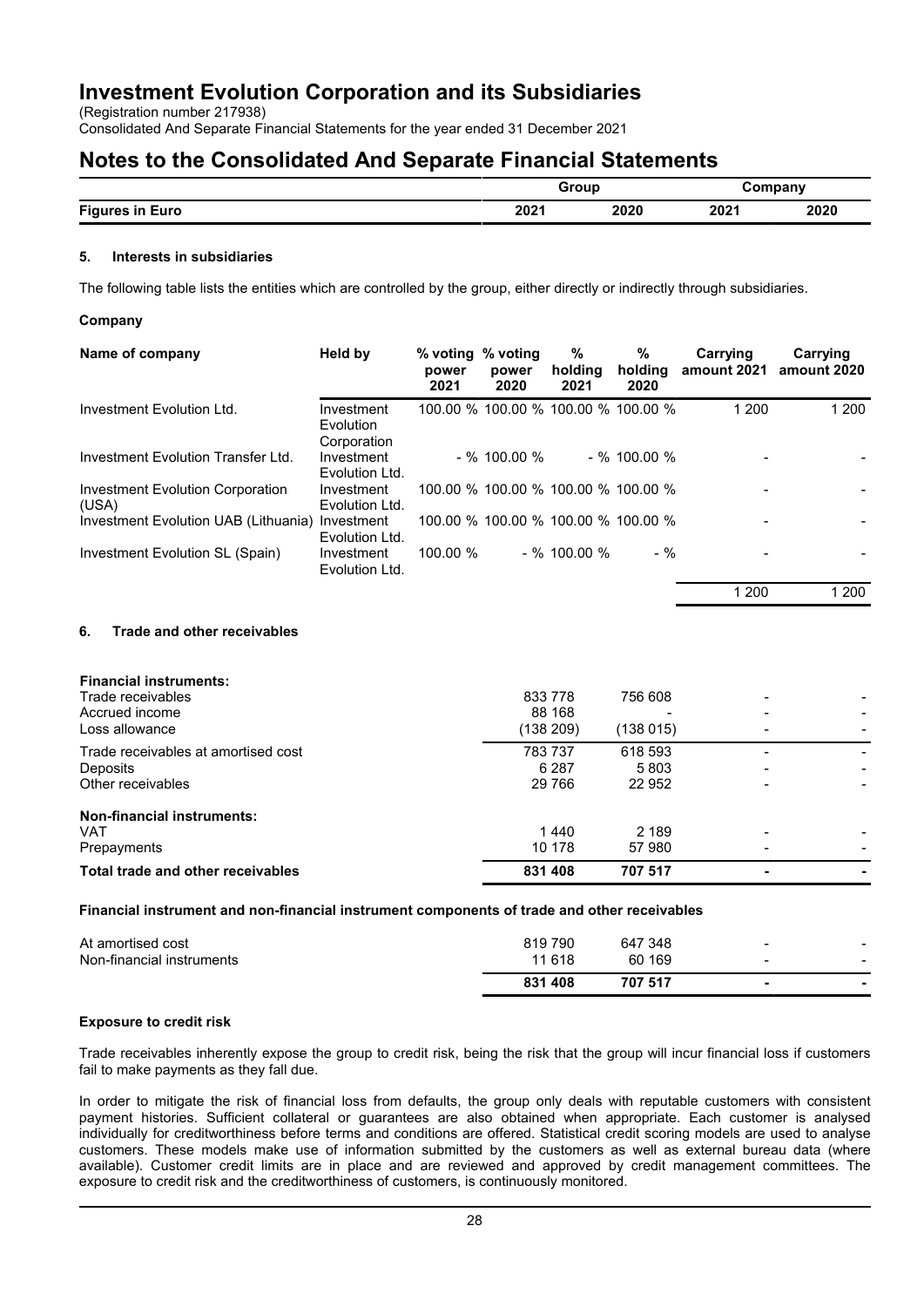# Investment Evolution Corporation and its Subsidiaries

(Registration number 217938)
Consolidated And Separate Financial Statements for the year ended 31 December 2021

# Notes to the Consolidated And Separate Financial Statements

| | Group | | Company | |
|---|---|---|---|---|
| Figures in Euro | 2021 | 2020 | 2021 | 2020 |

## 5. Interests in subsidiaries

The following table lists the entities which are controlled by the group, either directly or indirectly through subsidiaries.

**Company**

| Name of company | Held by | % voting power 2021 | % voting power 2020 | % holding 2021 | % holding 2020 | Carrying amount 2021 | Carrying amount 2020 |
|---|---|---|---|---|---|---|---|
| Investment Evolution Ltd. | Investment Evolution Corporation | 100.00 % | 100.00 % | 100.00 % | 100.00 % | 1 200 | 1 200 |
| Investment Evolution Transfer Ltd. | Investment Evolution Ltd. | - % | 100.00 % | - % | 100.00 % | - | - |
| Investment Evolution Corporation (USA) | Investment Evolution Ltd. | 100.00 % | 100.00 % | 100.00 % | 100.00 % | - | - |
| Investment Evolution UAB (Lithuania) | Investment Evolution Ltd. | 100.00 % | 100.00 % | 100.00 % | 100.00 % | - | - |
| Investment Evolution SL (Spain) | Investment Evolution Ltd. | 100.00 % | - % | 100.00 % | - % | - | - |
| | | | | | | 1 200 | 1 200 |

## 6. Trade and other receivables

| | Group 2021 | Group 2020 | Company 2021 | Company 2020 |
|---|---|---|---|---|
| **Financial instruments:** | | | | |
| Trade receivables | 833 778 | 756 608 | - | - |
| Accrued income | 88 168 | - | - | - |
| Loss allowance | (138 209) | (138 015) | - | - |
| Trade receivables at amortised cost | 783 737 | 618 593 | - | - |
| Deposits | 6 287 | 5 803 | - | - |
| Other receivables | 29 766 | 22 952 | - | - |
| **Non-financial instruments:** | | | | |
| VAT | 1 440 | 2 189 | - | - |
| Prepayments | 10 178 | 57 980 | - | - |
| **Total trade and other receivables** | **831 408** | **707 517** | **-** | **-** |

**Financial instrument and non-financial instrument components of trade and other receivables**

| | Group 2021 | Group 2020 | Company 2021 | Company 2020 |
|---|---|---|---|---|
| At amortised cost | 819 790 | 647 348 | - | - |
| Non-financial instruments | 11 618 | 60 169 | - | - |
| | **831 408** | **707 517** | **-** | **-** |

**Exposure to credit risk**

Trade receivables inherently expose the group to credit risk, being the risk that the group will incur financial loss if customers fail to make payments as they fall due.

In order to mitigate the risk of financial loss from defaults, the group only deals with reputable customers with consistent payment histories. Sufficient collateral or guarantees are also obtained when appropriate. Each customer is analysed individually for creditworthiness before terms and conditions are offered. Statistical credit scoring models are used to analyse customers. These models make use of information submitted by the customers as well as external bureau data (where available). Customer credit limits are in place and are reviewed and approved by credit management committees. The exposure to credit risk and the creditworthiness of customers, is continuously monitored.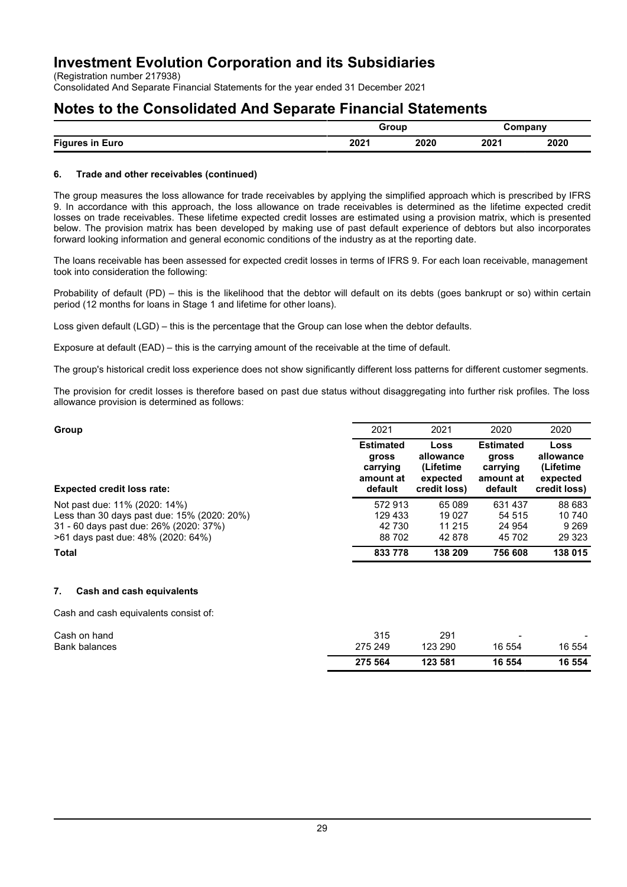# Investment Evolution Corporation and its Subsidiaries

(Registration number 217938)
Consolidated And Separate Financial Statements for the year ended 31 December 2021

## Notes to the Consolidated And Separate Financial Statements

| | Group | | Company | |
|---|---|---|---|---|
| **Figures in Euro** | **2021** | **2020** | **2021** | **2020** |

### 6. Trade and other receivables (continued)

The group measures the loss allowance for trade receivables by applying the simplified approach which is prescribed by IFRS 9. In accordance with this approach, the loss allowance on trade receivables is determined as the lifetime expected credit losses on trade receivables. These lifetime expected credit losses are estimated using a provision matrix, which is presented below. The provision matrix has been developed by making use of past default experience of debtors but also incorporates forward looking information and general economic conditions of the industry as at the reporting date.

The loans receivable has been assessed for expected credit losses in terms of IFRS 9. For each loan receivable, management took into consideration the following:

Probability of default (PD) – this is the likelihood that the debtor will default on its debts (goes bankrupt or so) within certain period (12 months for loans in Stage 1 and lifetime for other loans).

Loss given default (LGD) – this is the percentage that the Group can lose when the debtor defaults.

Exposure at default (EAD) – this is the carrying amount of the receivable at the time of default.

The group's historical credit loss experience does not show significantly different loss patterns for different customer segments.

The provision for credit losses is therefore based on past due status without disaggregating into further risk profiles. The loss allowance provision is determined as follows:

| **Group** | 2021 | 2021 | 2020 | 2020 |
|---|---|---|---|---|
| **Expected credit loss rate:** | **Estimated gross carrying amount at default** | **Loss allowance (Lifetime expected credit loss)** | **Estimated gross carrying amount at default** | **Loss allowance (Lifetime expected credit loss)** |
| Not past due: 11% (2020: 14%) | 572 913 | 65 089 | 631 437 | 88 683 |
| Less than 30 days past due: 15% (2020: 20%) | 129 433 | 19 027 | 54 515 | 10 740 |
| 31 - 60 days past due: 26% (2020: 37%) | 42 730 | 11 215 | 24 954 | 9 269 |
| >61 days past due: 48% (2020: 64%) | 88 702 | 42 878 | 45 702 | 29 323 |
| **Total** | **833 778** | **138 209** | **756 608** | **138 015** |

### 7. Cash and cash equivalents

Cash and cash equivalents consist of:

| | | | | |
|---|---|---|---|---|
| Cash on hand | 315 | 291 | - | - |
| Bank balances | 275 249 | 123 290 | 16 554 | 16 554 |
| | **275 564** | **123 581** | **16 554** | **16 554** |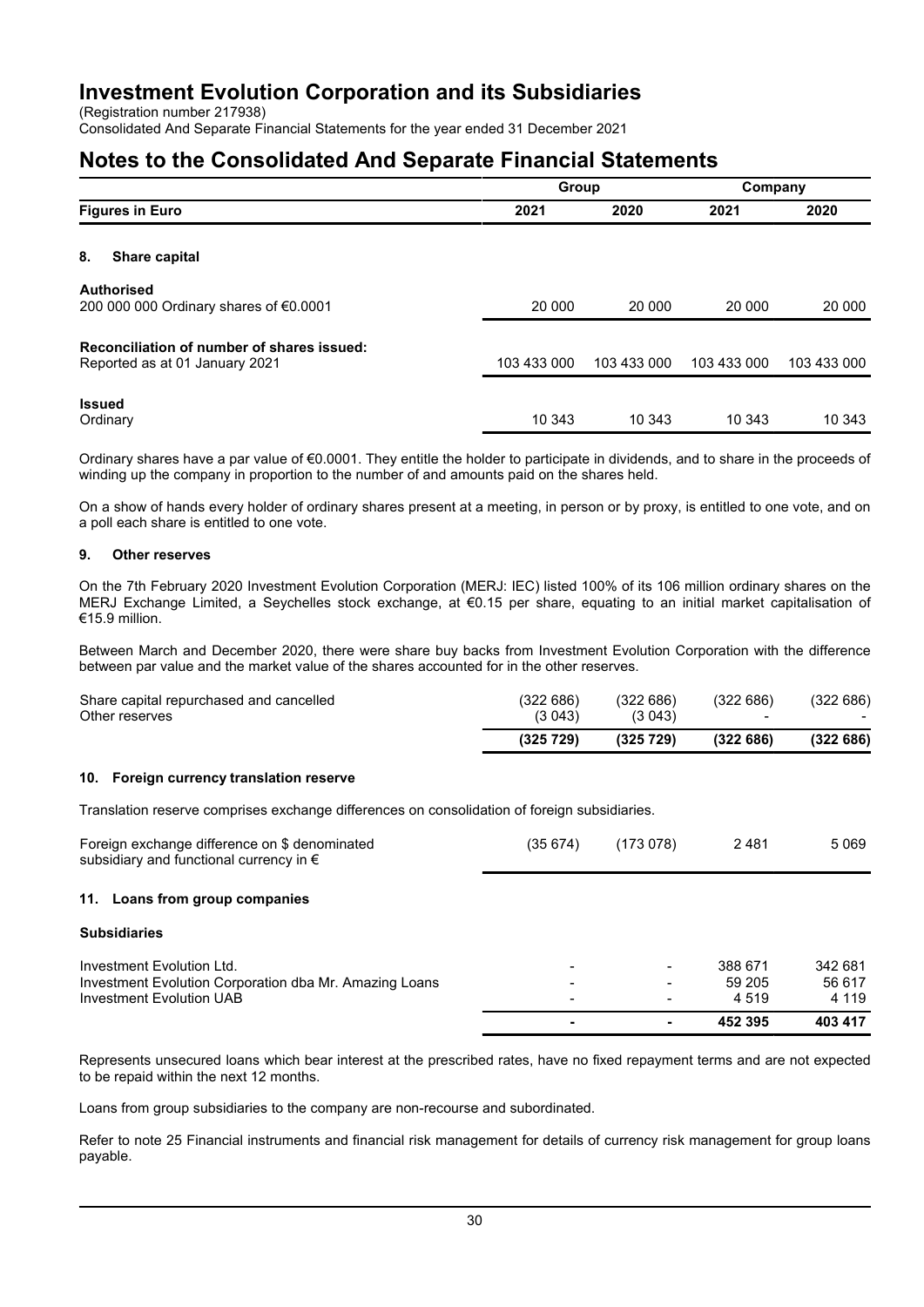# Investment Evolution Corporation and its Subsidiaries

(Registration number 217938)
Consolidated And Separate Financial Statements for the year ended 31 December 2021

# Notes to the Consolidated And Separate Financial Statements

| | Group | | Company | |
|---|---|---|---|---|
| **Figures in Euro** | **2021** | **2020** | **2021** | **2020** |

## 8. Share capital

| | | | | |
|---|---|---|---|---|
| **Authorised** | | | | |
| 200 000 000 Ordinary shares of €0.0001 | 20 000 | 20 000 | 20 000 | 20 000 |
| **Reconciliation of number of shares issued:** | | | | |
| Reported as at 01 January 2021 | 103 433 000 | 103 433 000 | 103 433 000 | 103 433 000 |
| **Issued** | | | | |
| Ordinary | 10 343 | 10 343 | 10 343 | 10 343 |

Ordinary shares have a par value of €0.0001. They entitle the holder to participate in dividends, and to share in the proceeds of winding up the company in proportion to the number of and amounts paid on the shares held.

On a show of hands every holder of ordinary shares present at a meeting, in person or by proxy, is entitled to one vote, and on a poll each share is entitled to one vote.

## 9. Other reserves

On the 7th February 2020 Investment Evolution Corporation (MERJ: IEC) listed 100% of its 106 million ordinary shares on the MERJ Exchange Limited, a Seychelles stock exchange, at €0.15 per share, equating to an initial market capitalisation of €15.9 million.

Between March and December 2020, there were share buy backs from Investment Evolution Corporation with the difference between par value and the market value of the shares accounted for in the other reserves.

| | | | | |
|---|---|---|---|---|
| Share capital repurchased and cancelled | (322 686) | (322 686) | (322 686) | (322 686) |
| Other reserves | (3 043) | (3 043) | - | - |
| | **(325 729)** | **(325 729)** | **(322 686)** | **(322 686)** |

## 10. Foreign currency translation reserve

Translation reserve comprises exchange differences on consolidation of foreign subsidiaries.

| | | | | |
|---|---|---|---|---|
| Foreign exchange difference on $ denominated subsidiary and functional currency in € | (35 674) | (173 078) | 2 481 | 5 069 |

## 11. Loans from group companies

**Subsidiaries**

| | | | | |
|---|---|---|---|---|
| Investment Evolution Ltd. | - | - | 388 671 | 342 681 |
| Investment Evolution Corporation dba Mr. Amazing Loans | - | - | 59 205 | 56 617 |
| Investment Evolution UAB | - | - | 4 519 | 4 119 |
| | **-** | **-** | **452 395** | **403 417** |

Represents unsecured loans which bear interest at the prescribed rates, have no fixed repayment terms and are not expected to be repaid within the next 12 months.

Loans from group subsidiaries to the company are non-recourse and subordinated.

Refer to note 25 Financial instruments and financial risk management for details of currency risk management for group loans payable.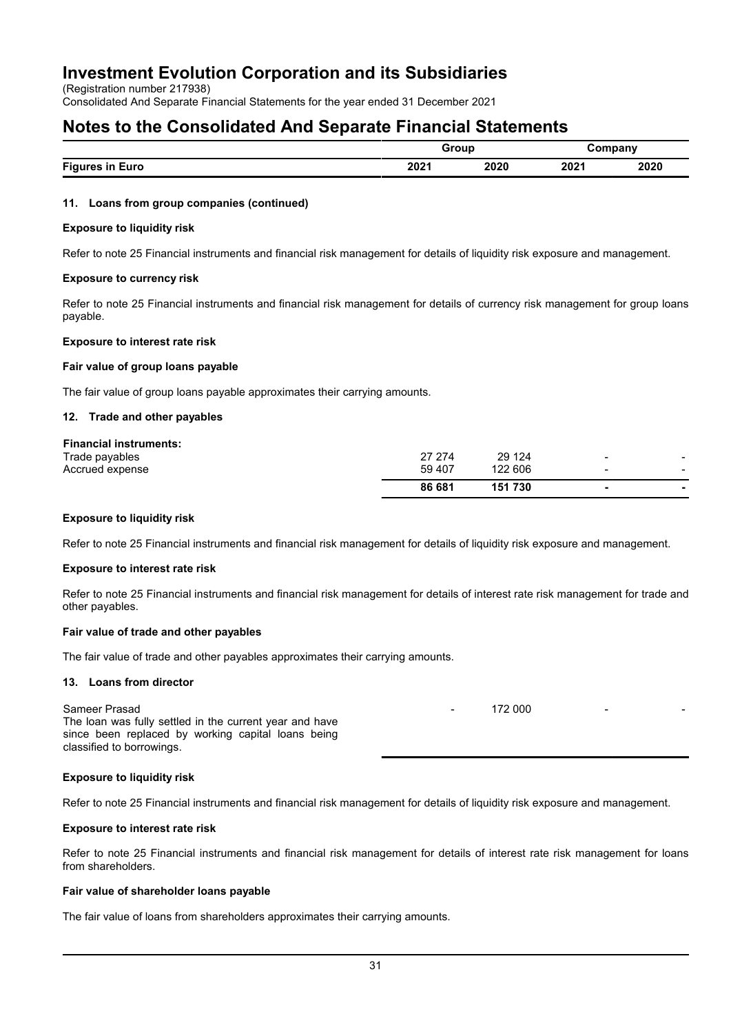# Investment Evolution Corporation and its Subsidiaries

(Registration number 217938)
Consolidated And Separate Financial Statements for the year ended 31 December 2021

# Notes to the Consolidated And Separate Financial Statements

| | Group | | Company | |
|---|---|---|---|---|
| **Figures in Euro** | **2021** | **2020** | **2021** | **2020** |

### 11. Loans from group companies (continued)

**Exposure to liquidity risk**

Refer to note 25 Financial instruments and financial risk management for details of liquidity risk exposure and management.

**Exposure to currency risk**

Refer to note 25 Financial instruments and financial risk management for details of currency risk management for group loans payable.

**Exposure to interest rate risk**

**Fair value of group loans payable**

The fair value of group loans payable approximates their carrying amounts.

### 12. Trade and other payables

| | | | | |
|---|---|---|---|---|
| **Financial instruments:** | | | | |
| Trade payables | 27 274 | 29 124 | - | - |
| Accrued expense | 59 407 | 122 606 | - | - |
| | **86 681** | **151 730** | **-** | **-** |

**Exposure to liquidity risk**

Refer to note 25 Financial instruments and financial risk management for details of liquidity risk exposure and management.

**Exposure to interest rate risk**

Refer to note 25 Financial instruments and financial risk management for details of interest rate risk management for trade and other payables.

**Fair value of trade and other payables**

The fair value of trade and other payables approximates their carrying amounts.

### 13. Loans from director

| | | | | |
|---|---|---|---|---|
| Sameer Prasad<br>The loan was fully settled in the current year and have since been replaced by working capital loans being classified to borrowings. | - | 172 000 | - | - |

**Exposure to liquidity risk**

Refer to note 25 Financial instruments and financial risk management for details of liquidity risk exposure and management.

**Exposure to interest rate risk**

Refer to note 25 Financial instruments and financial risk management for details of interest rate risk management for loans from shareholders.

**Fair value of shareholder loans payable**

The fair value of loans from shareholders approximates their carrying amounts.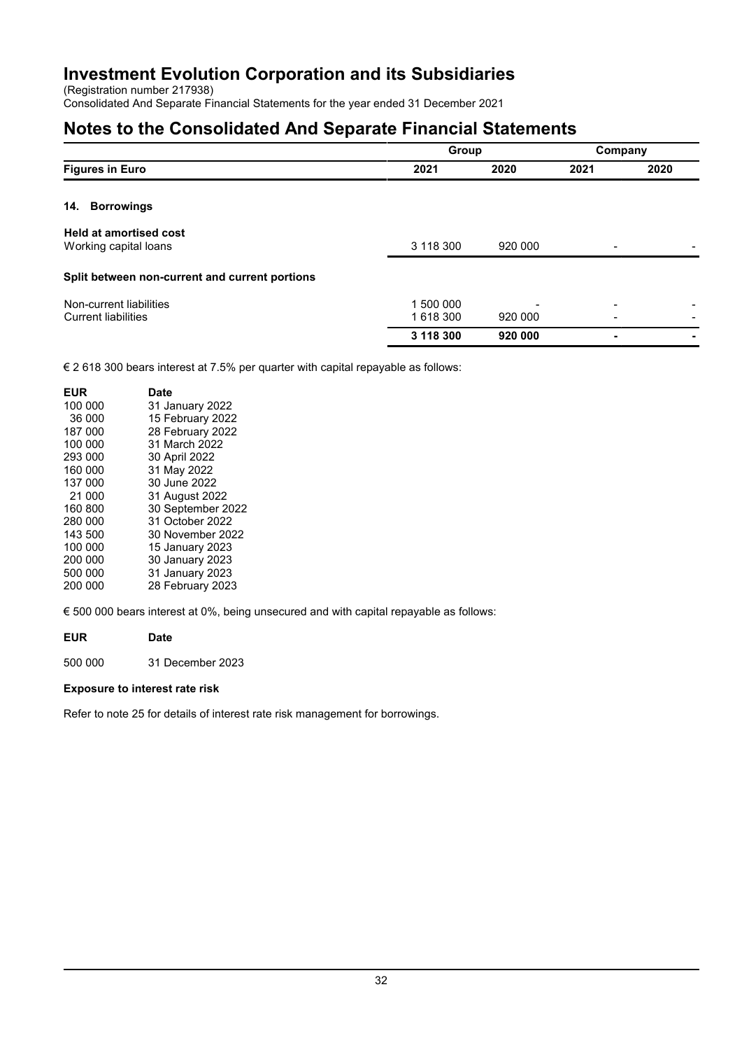# Investment Evolution Corporation and its Subsidiaries

(Registration number 217938)
Consolidated And Separate Financial Statements for the year ended 31 December 2021

# Notes to the Consolidated And Separate Financial Statements

| Figures in Euro | Group 2021 | Group 2020 | Company 2021 | Company 2020 |
|---|---|---|---|---|
| **14. Borrowings** | | | | |
| **Held at amortised cost** | | | | |
| Working capital loans | 3 118 300 | 920 000 | - | - |
| **Split between non-current and current portions** | | | | |
| Non-current liabilities | 1 500 000 | - | - | - |
| Current liabilities | 1 618 300 | 920 000 | - | - |
| | **3 118 300** | **920 000** | **-** | **-** |

€ 2 618 300 bears interest at 7.5% per quarter with capital repayable as follows:

| EUR | Date |
|---|---|
| 100 000 | 31 January 2022 |
| 36 000 | 15 February 2022 |
| 187 000 | 28 February 2022 |
| 100 000 | 31 March 2022 |
| 293 000 | 30 April 2022 |
| 160 000 | 31 May 2022 |
| 137 000 | 30 June 2022 |
| 21 000 | 31 August 2022 |
| 160 800 | 30 September 2022 |
| 280 000 | 31 October 2022 |
| 143 500 | 30 November 2022 |
| 100 000 | 15 January 2023 |
| 200 000 | 30 January 2023 |
| 500 000 | 31 January 2023 |
| 200 000 | 28 February 2023 |

€ 500 000 bears interest at 0%, being unsecured and with capital repayable as follows:

| EUR | Date |
|---|---|
| 500 000 | 31 December 2023 |

**Exposure to interest rate risk**

Refer to note 25 for details of interest rate risk management for borrowings.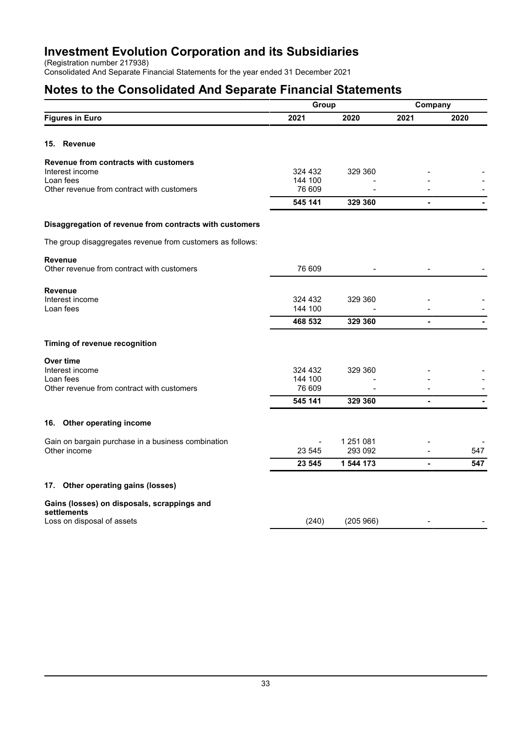# Investment Evolution Corporation and its Subsidiaries

(Registration number 217938)
Consolidated And Separate Financial Statements for the year ended 31 December 2021

# Notes to the Consolidated And Separate Financial Statements

| | Group | | Company | |
|---|---|---|---|---|
| **Figures in Euro** | **2021** | **2020** | **2021** | **2020** |

## 15. Revenue

| | | | | |
|---|---|---|---|---|
| **Revenue from contracts with customers** | | | | |
| Interest income | 324 432 | 329 360 | - | - |
| Loan fees | 144 100 | - | - | - |
| Other revenue from contract with customers | 76 609 | - | - | - |
| | **545 141** | **329 360** | **-** | **-** |

**Disaggregation of revenue from contracts with customers**

The group disaggregates revenue from customers as follows:

| | | | | |
|---|---|---|---|---|
| **Revenue** | | | | |
| Other revenue from contract with customers | 76 609 | - | - | - |
| **Revenue** | | | | |
| Interest income | 324 432 | 329 360 | - | - |
| Loan fees | 144 100 | - | - | - |
| | **468 532** | **329 360** | **-** | **-** |

**Timing of revenue recognition**

| | | | | |
|---|---|---|---|---|
| **Over time** | | | | |
| Interest income | 324 432 | 329 360 | - | - |
| Loan fees | 144 100 | - | - | - |
| Other revenue from contract with customers | 76 609 | - | - | - |
| | **545 141** | **329 360** | **-** | **-** |

## 16. Other operating income

| | | | | |
|---|---|---|---|---|
| Gain on bargain purchase in a business combination | - | 1 251 081 | - | - |
| Other income | 23 545 | 293 092 | - | 547 |
| | **23 545** | **1 544 173** | **-** | **547** |

## 17. Other operating gains (losses)

| | | | | |
|---|---|---|---|---|
| **Gains (losses) on disposals, scrappings and settlements** | | | | |
| Loss on disposal of assets | (240) | (205 966) | - | - |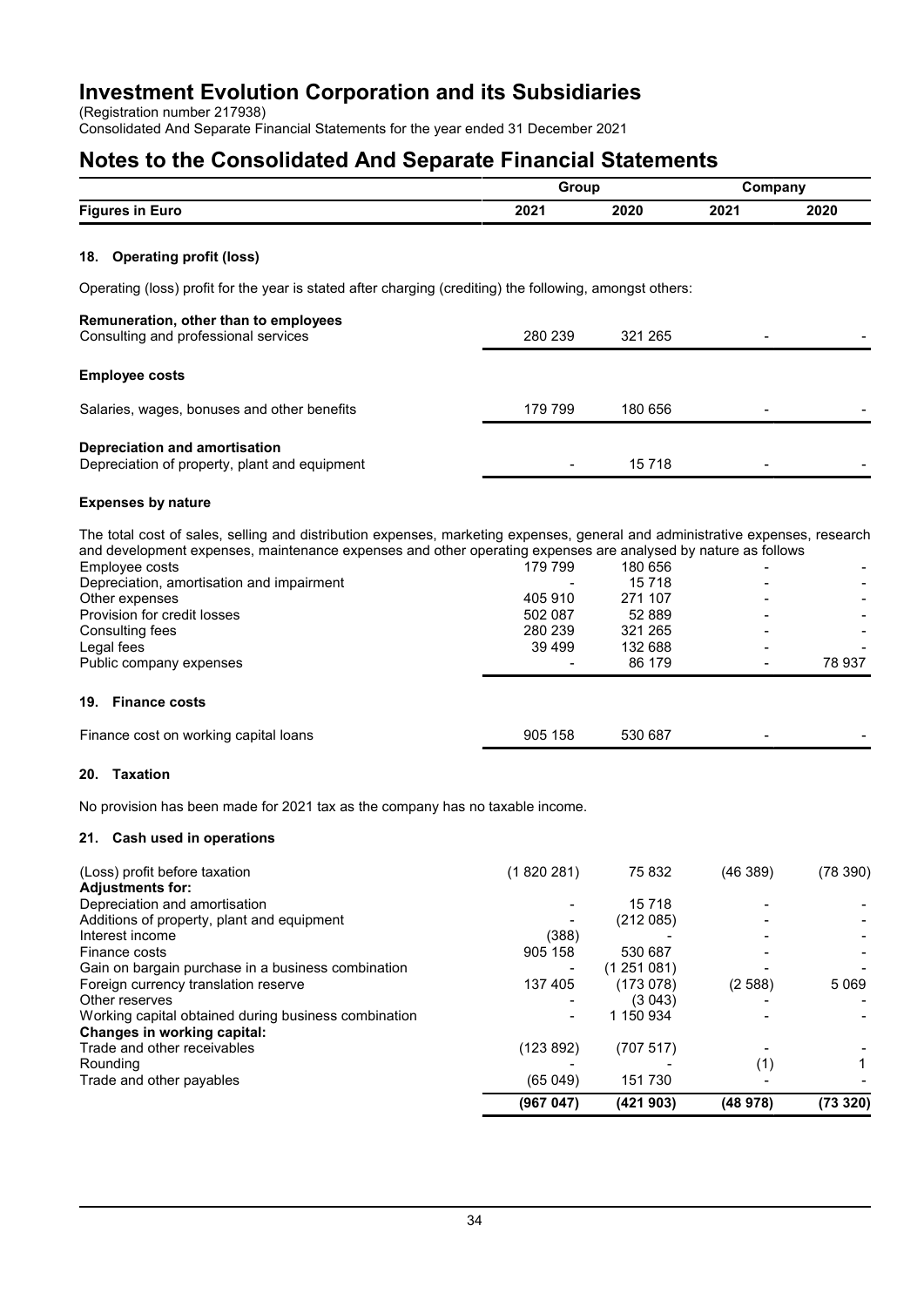# Investment Evolution Corporation and its Subsidiaries

(Registration number 217938)
Consolidated And Separate Financial Statements for the year ended 31 December 2021

# Notes to the Consolidated And Separate Financial Statements

| | Group | | Company | |
|---|---|---|---|---|
| Figures in Euro | 2021 | 2020 | 2021 | 2020 |

### 18. Operating profit (loss)

Operating (loss) profit for the year is stated after charging (crediting) the following, amongst others:

| | | | | |
|---|---|---|---|---|
| **Remuneration, other than to employees** | | | | |
| Consulting and professional services | 280 239 | 321 265 | - | - |
| **Employee costs** | | | | |
| Salaries, wages, bonuses and other benefits | 179 799 | 180 656 | - | - |
| **Depreciation and amortisation** | | | | |
| Depreciation of property, plant and equipment | - | 15 718 | - | - |

**Expenses by nature**

The total cost of sales, selling and distribution expenses, marketing expenses, general and administrative expenses, research and development expenses, maintenance expenses and other operating expenses are analysed by nature as follows

| | | | | |
|---|---|---|---|---|
| Employee costs | 179 799 | 180 656 | - | - |
| Depreciation, amortisation and impairment | - | 15 718 | - | - |
| Other expenses | 405 910 | 271 107 | - | - |
| Provision for credit losses | 502 087 | 52 889 | - | - |
| Consulting fees | 280 239 | 321 265 | - | - |
| Legal fees | 39 499 | 132 688 | - | - |
| Public company expenses | - | 86 179 | - | 78 937 |

### 19. Finance costs

| | | | | |
|---|---|---|---|---|
| Finance cost on working capital loans | 905 158 | 530 687 | - | - |

### 20. Taxation

No provision has been made for 2021 tax as the company has no taxable income.

### 21. Cash used in operations

| | | | | |
|---|---|---|---|---|
| (Loss) profit before taxation | (1 820 281) | 75 832 | (46 389) | (78 390) |
| **Adjustments for:** | | | | |
| Depreciation and amortisation | - | 15 718 | - | - |
| Additions of property, plant and equipment | - | (212 085) | - | - |
| Interest income | (388) | - | - | - |
| Finance costs | 905 158 | 530 687 | - | - |
| Gain on bargain purchase in a business combination | - | (1 251 081) | - | - |
| Foreign currency translation reserve | 137 405 | (173 078) | (2 588) | 5 069 |
| Other reserves | - | (3 043) | - | - |
| Working capital obtained during business combination | - | 1 150 934 | - | - |
| **Changes in working capital:** | | | | |
| Trade and other receivables | (123 892) | (707 517) | - | - |
| Rounding | - | - | (1) | 1 |
| Trade and other payables | (65 049) | 151 730 | - | - |
| | **(967 047)** | **(421 903)** | **(48 978)** | **(73 320)** |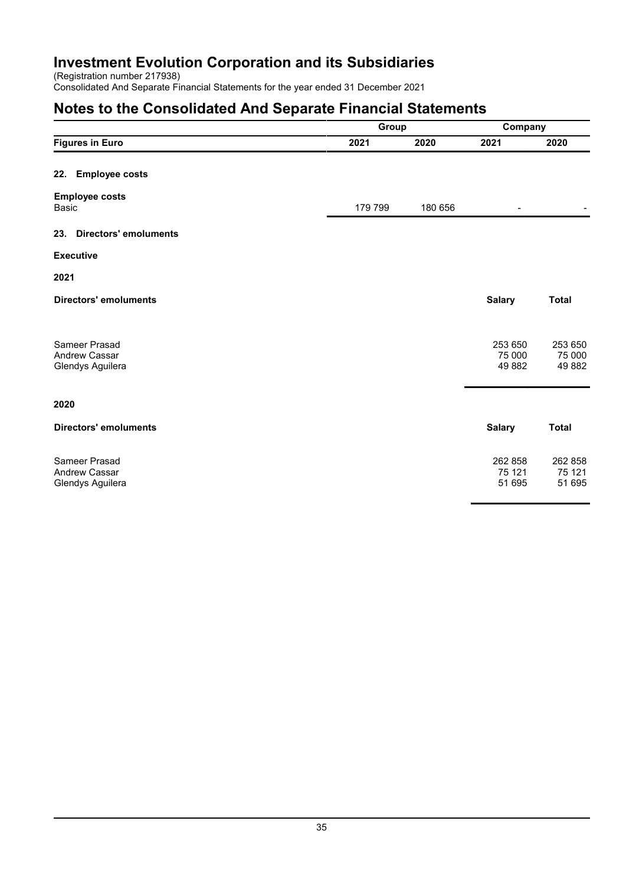# Investment Evolution Corporation and its Subsidiaries

(Registration number 217938)
Consolidated And Separate Financial Statements for the year ended 31 December 2021

# Notes to the Consolidated And Separate Financial Statements

| | Group | | Company | |
|---|---|---|---|---|
| **Figures in Euro** | **2021** | **2020** | **2021** | **2020** |

## 22. Employee costs

| | Group 2021 | Group 2020 | Company 2021 | Company 2020 |
|---|---|---|---|---|
| **Employee costs** | | | | |
| Basic | 179 799 | 180 656 | - | - |

## 23. Directors' emoluments

**Executive**

**2021**

| Directors' emoluments | Salary | Total |
|---|---|---|
| Sameer Prasad | 253 650 | 253 650 |
| Andrew Cassar | 75 000 | 75 000 |
| Glendys Aguilera | 49 882 | 49 882 |

**2020**

| Directors' emoluments | Salary | Total |
|---|---|---|
| Sameer Prasad | 262 858 | 262 858 |
| Andrew Cassar | 75 121 | 75 121 |
| Glendys Aguilera | 51 695 | 51 695 |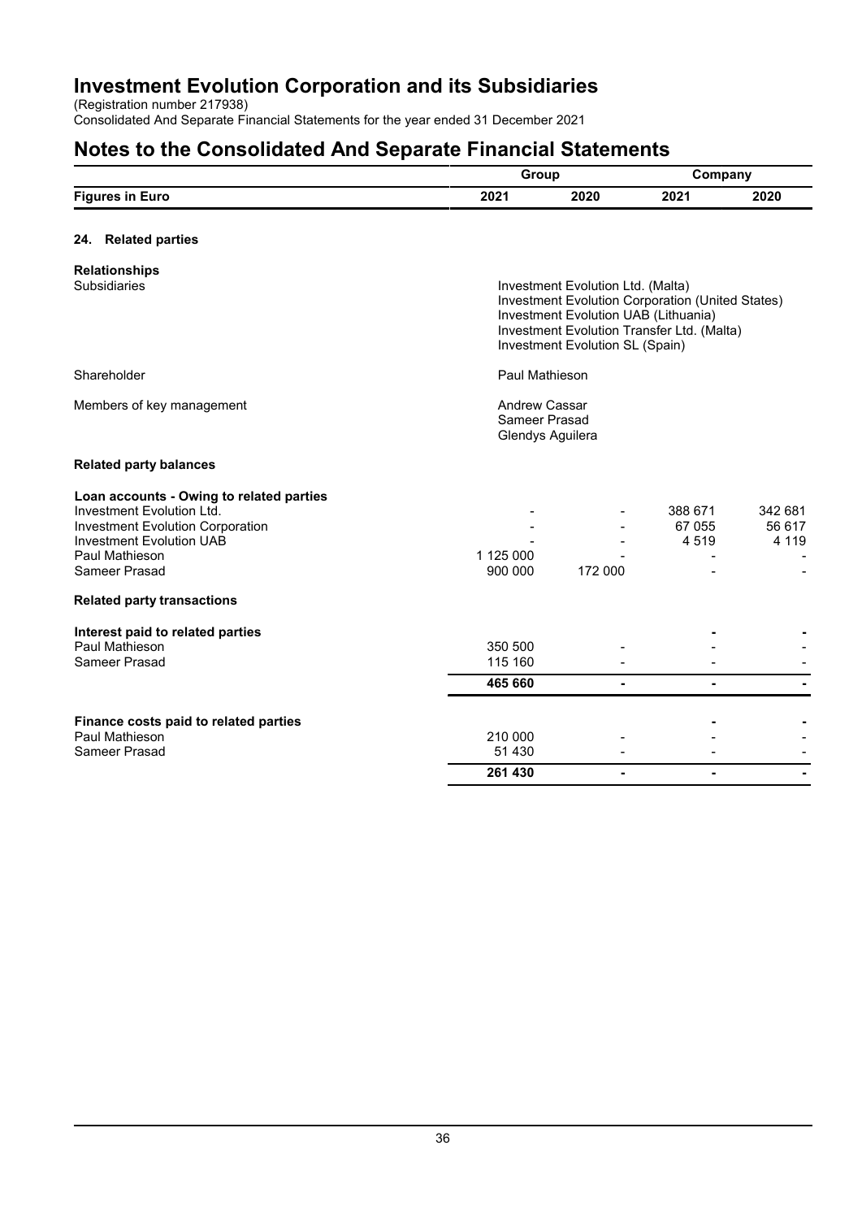# Investment Evolution Corporation and its Subsidiaries

(Registration number 217938)
Consolidated And Separate Financial Statements for the year ended 31 December 2021

# Notes to the Consolidated And Separate Financial Statements

| | Group | | Company | |
|---|---|---|---|---|
| **Figures in Euro** | **2021** | **2020** | **2021** | **2020** |

## 24. Related parties

**Relationships**

| | |
|---|---|
| Subsidiaries | Investment Evolution Ltd. (Malta)<br>Investment Evolution Corporation (United States)<br>Investment Evolution UAB (Lithuania)<br>Investment Evolution Transfer Ltd. (Malta)<br>Investment Evolution SL (Spain) |
| Shareholder | Paul Mathieson |
| Members of key management | Andrew Cassar<br>Sameer Prasad<br>Glendys Aguilera |

**Related party balances**

| | Group 2021 | Group 2020 | Company 2021 | Company 2020 |
|---|---|---|---|---|
| **Loan accounts - Owing to related parties** | | | | |
| Investment Evolution Ltd. | - | - | 388 671 | 342 681 |
| Investment Evolution Corporation | - | - | 67 055 | 56 617 |
| Investment Evolution UAB | - | - | 4 519 | 4 119 |
| Paul Mathieson | 1 125 000 | - | - | - |
| Sameer Prasad | 900 000 | 172 000 | - | - |

**Related party transactions**

| | Group 2021 | Group 2020 | Company 2021 | Company 2020 |
|---|---|---|---|---|
| **Interest paid to related parties** | | | - | - |
| Paul Mathieson | 350 500 | - | - | - |
| Sameer Prasad | 115 160 | - | - | - |
| | **465 660** | **-** | **-** | **-** |
| **Finance costs paid to related parties** | | | - | - |
| Paul Mathieson | 210 000 | - | - | - |
| Sameer Prasad | 51 430 | - | - | - |
| | **261 430** | **-** | **-** | **-** |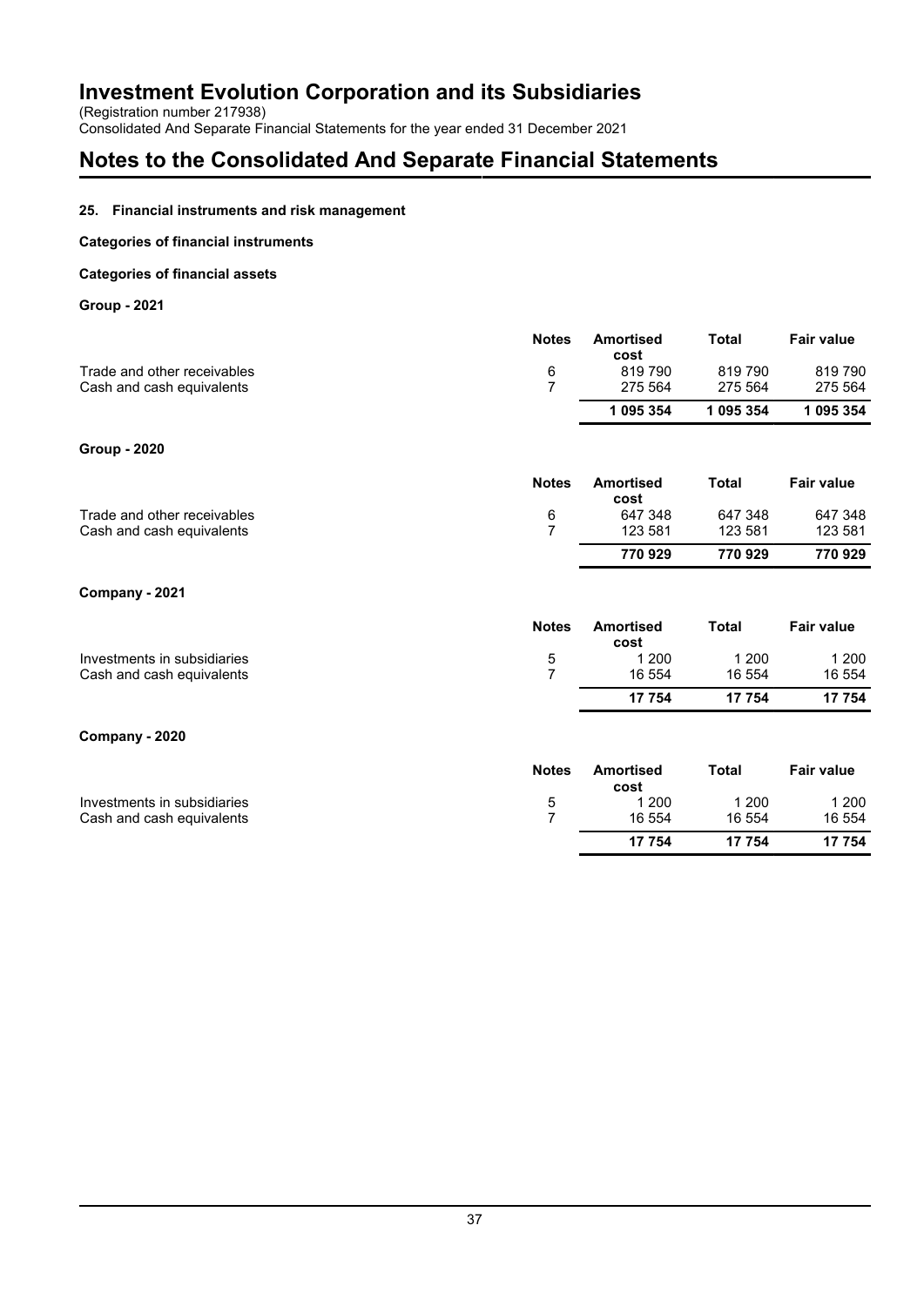# Investment Evolution Corporation and its Subsidiaries

(Registration number 217938)
Consolidated And Separate Financial Statements for the year ended 31 December 2021

## Notes to the Consolidated And Separate Financial Statements

### 25. Financial instruments and risk management

**Categories of financial instruments**

**Categories of financial assets**

**Group - 2021**

| | Notes | Amortised cost | Total | Fair value |
|---|---|---|---|---|
| Trade and other receivables | 6 | 819 790 | 819 790 | 819 790 |
| Cash and cash equivalents | 7 | 275 564 | 275 564 | 275 564 |
| | | **1 095 354** | **1 095 354** | **1 095 354** |

**Group - 2020**

| | Notes | Amortised cost | Total | Fair value |
|---|---|---|---|---|
| Trade and other receivables | 6 | 647 348 | 647 348 | 647 348 |
| Cash and cash equivalents | 7 | 123 581 | 123 581 | 123 581 |
| | | **770 929** | **770 929** | **770 929** |

**Company - 2021**

| | Notes | Amortised cost | Total | Fair value |
|---|---|---|---|---|
| Investments in subsidiaries | 5 | 1 200 | 1 200 | 1 200 |
| Cash and cash equivalents | 7 | 16 554 | 16 554 | 16 554 |
| | | **17 754** | **17 754** | **17 754** |

**Company - 2020**

| | Notes | Amortised cost | Total | Fair value |
|---|---|---|---|---|
| Investments in subsidiaries | 5 | 1 200 | 1 200 | 1 200 |
| Cash and cash equivalents | 7 | 16 554 | 16 554 | 16 554 |
| | | **17 754** | **17 754** | **17 754** |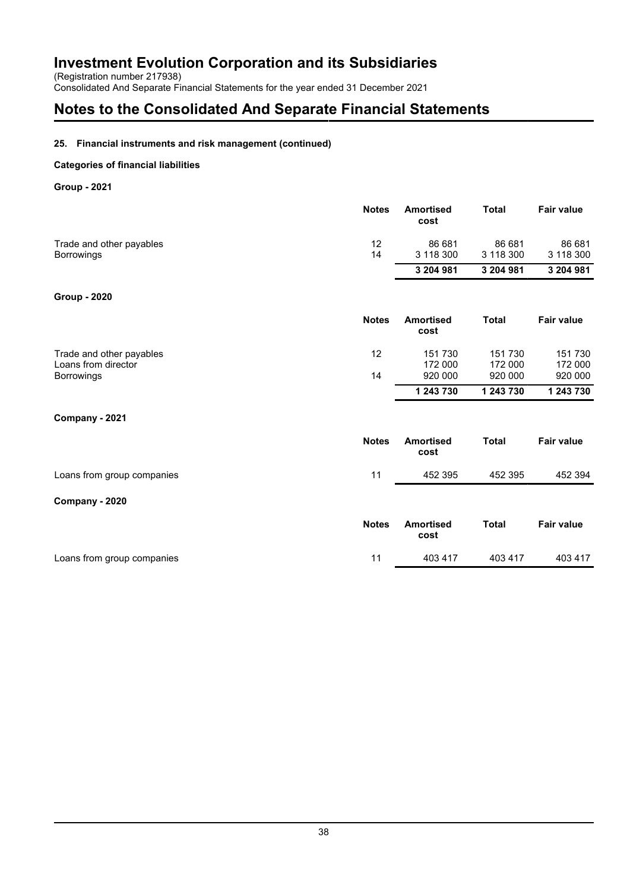# Investment Evolution Corporation and its Subsidiaries

(Registration number 217938)
Consolidated And Separate Financial Statements for the year ended 31 December 2021

# Notes to the Consolidated And Separate Financial Statements

### 25. Financial instruments and risk management (continued)

**Categories of financial liabilities**

**Group - 2021**

| | Notes | Amortised cost | Total | Fair value |
|---|---|---|---|---|
| Trade and other payables | 12 | 86 681 | 86 681 | 86 681 |
| Borrowings | 14 | 3 118 300 | 3 118 300 | 3 118 300 |
| | | **3 204 981** | **3 204 981** | **3 204 981** |

**Group - 2020**

| | Notes | Amortised cost | Total | Fair value |
|---|---|---|---|---|
| Trade and other payables | 12 | 151 730 | 151 730 | 151 730 |
| Loans from director | | 172 000 | 172 000 | 172 000 |
| Borrowings | 14 | 920 000 | 920 000 | 920 000 |
| | | **1 243 730** | **1 243 730** | **1 243 730** |

**Company - 2021**

| | Notes | Amortised cost | Total | Fair value |
|---|---|---|---|---|
| Loans from group companies | 11 | 452 395 | 452 395 | 452 394 |

**Company - 2020**

| | Notes | Amortised cost | Total | Fair value |
|---|---|---|---|---|
| Loans from group companies | 11 | 403 417 | 403 417 | 403 417 |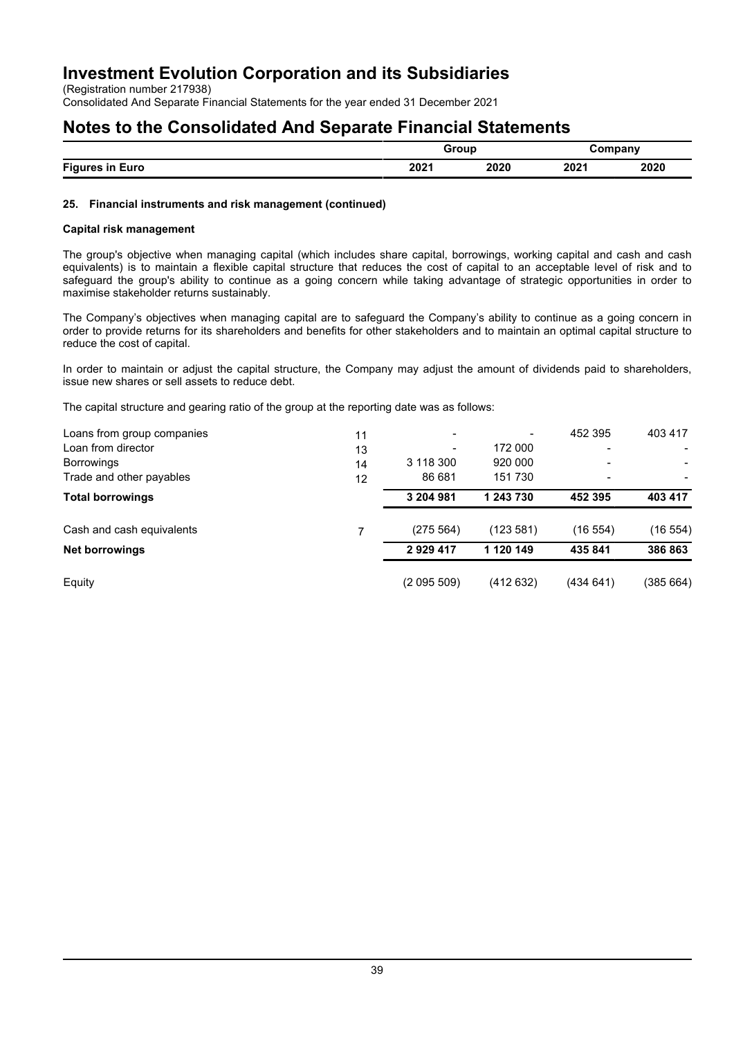# Investment Evolution Corporation and its Subsidiaries

(Registration number 217938)
Consolidated And Separate Financial Statements for the year ended 31 December 2021

# Notes to the Consolidated And Separate Financial Statements

| | | Group | | Company | |
|---|---|---|---|---|---|
| **Figures in Euro** | | **2021** | **2020** | **2021** | **2020** |

### 25. Financial instruments and risk management (continued)

**Capital risk management**

The group's objective when managing capital (which includes share capital, borrowings, working capital and cash and cash equivalents) is to maintain a flexible capital structure that reduces the cost of capital to an acceptable level of risk and to safeguard the group's ability to continue as a going concern while taking advantage of strategic opportunities in order to maximise stakeholder returns sustainably.

The Company's objectives when managing capital are to safeguard the Company's ability to continue as a going concern in order to provide returns for its shareholders and benefits for other stakeholders and to maintain an optimal capital structure to reduce the cost of capital.

In order to maintain or adjust the capital structure, the Company may adjust the amount of dividends paid to shareholders, issue new shares or sell assets to reduce debt.

The capital structure and gearing ratio of the group at the reporting date was as follows:

| | | | | | |
|---|---|---|---|---|---|
| Loans from group companies | 11 | - | - | 452 395 | 403 417 |
| Loan from director | 13 | - | 172 000 | - | - |
| Borrowings | 14 | 3 118 300 | 920 000 | - | - |
| Trade and other payables | 12 | 86 681 | 151 730 | - | - |
| **Total borrowings** | | **3 204 981** | **1 243 730** | **452 395** | **403 417** |
| Cash and cash equivalents | 7 | (275 564) | (123 581) | (16 554) | (16 554) |
| **Net borrowings** | | **2 929 417** | **1 120 149** | **435 841** | **386 863** |
| Equity | | (2 095 509) | (412 632) | (434 641) | (385 664) |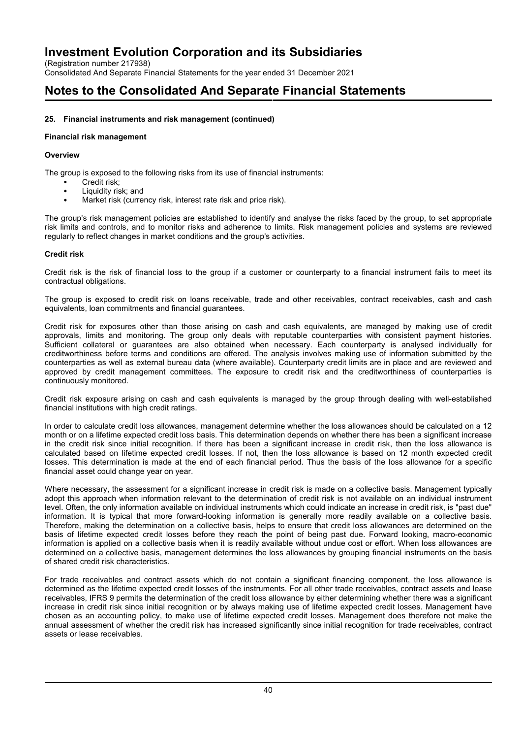# Investment Evolution Corporation and its Subsidiaries

(Registration number 217938)
Consolidated And Separate Financial Statements for the year ended 31 December 2021

## Notes to the Consolidated And Separate Financial Statements

### 25. Financial instruments and risk management (continued)

**Financial risk management**

**Overview**

The group is exposed to the following risks from its use of financial instruments:

- Credit risk;
- Liquidity risk; and
- Market risk (currency risk, interest rate risk and price risk).

The group's risk management policies are established to identify and analyse the risks faced by the group, to set appropriate risk limits and controls, and to monitor risks and adherence to limits. Risk management policies and systems are reviewed regularly to reflect changes in market conditions and the group's activities.

**Credit risk**

Credit risk is the risk of financial loss to the group if a customer or counterparty to a financial instrument fails to meet its contractual obligations.

The group is exposed to credit risk on loans receivable, trade and other receivables, contract receivables, cash and cash equivalents, loan commitments and financial guarantees.

Credit risk for exposures other than those arising on cash and cash equivalents, are managed by making use of credit approvals, limits and monitoring. The group only deals with reputable counterparties with consistent payment histories. Sufficient collateral or guarantees are also obtained when necessary. Each counterparty is analysed individually for creditworthiness before terms and conditions are offered. The analysis involves making use of information submitted by the counterparties as well as external bureau data (where available). Counterparty credit limits are in place and are reviewed and approved by credit management committees. The exposure to credit risk and the creditworthiness of counterparties is continuously monitored.

Credit risk exposure arising on cash and cash equivalents is managed by the group through dealing with well-established financial institutions with high credit ratings.

In order to calculate credit loss allowances, management determine whether the loss allowances should be calculated on a 12 month or on a lifetime expected credit loss basis. This determination depends on whether there has been a significant increase in the credit risk since initial recognition. If there has been a significant increase in credit risk, then the loss allowance is calculated based on lifetime expected credit losses. If not, then the loss allowance is based on 12 month expected credit losses. This determination is made at the end of each financial period. Thus the basis of the loss allowance for a specific financial asset could change year on year.

Where necessary, the assessment for a significant increase in credit risk is made on a collective basis. Management typically adopt this approach when information relevant to the determination of credit risk is not available on an individual instrument level. Often, the only information available on individual instruments which could indicate an increase in credit risk, is "past due" information. It is typical that more forward-looking information is generally more readily available on a collective basis. Therefore, making the determination on a collective basis, helps to ensure that credit loss allowances are determined on the basis of lifetime expected credit losses before they reach the point of being past due. Forward looking, macro-economic information is applied on a collective basis when it is readily available without undue cost or effort. When loss allowances are determined on a collective basis, management determines the loss allowances by grouping financial instruments on the basis of shared credit risk characteristics.

For trade receivables and contract assets which do not contain a significant financing component, the loss allowance is determined as the lifetime expected credit losses of the instruments. For all other trade receivables, contract assets and lease receivables, IFRS 9 permits the determination of the credit loss allowance by either determining whether there was a significant increase in credit risk since initial recognition or by always making use of lifetime expected credit losses. Management have chosen as an accounting policy, to make use of lifetime expected credit losses. Management does therefore not make the annual assessment of whether the credit risk has increased significantly since initial recognition for trade receivables, contract assets or lease receivables.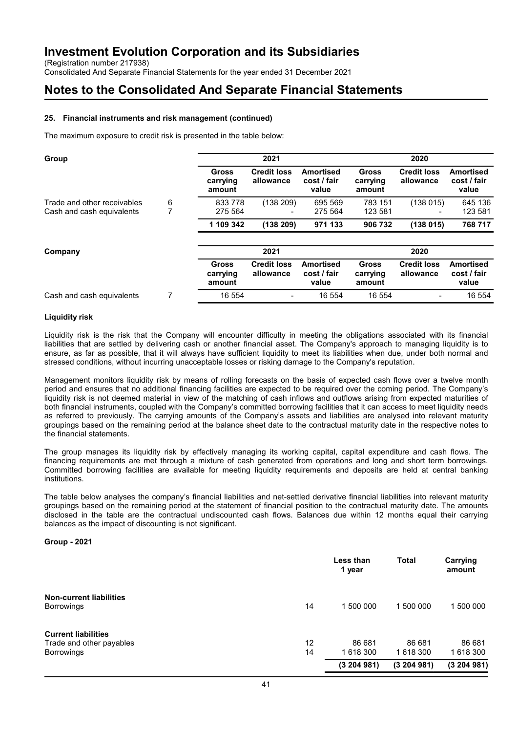# Investment Evolution Corporation and its Subsidiaries

(Registration number 217938)
Consolidated And Separate Financial Statements for the year ended 31 December 2021

# Notes to the Consolidated And Separate Financial Statements

### 25. Financial instruments and risk management (continued)

The maximum exposure to credit risk is presented in the table below:

| Group | | 2021 | | | 2020 | | |
|---|---|---|---|---|---|---|---|
| | | Gross carrying amount | Credit loss allowance | Amortised cost / fair value | Gross carrying amount | Credit loss allowance | Amortised cost / fair value |
| Trade and other receivables | 6 | 833 778 | (138 209) | 695 569 | 783 151 | (138 015) | 645 136 |
| Cash and cash equivalents | 7 | 275 564 | - | 275 564 | 123 581 | - | 123 581 |
| | | **1 109 342** | **(138 209)** | **971 133** | **906 732** | **(138 015)** | **768 717** |

| Company | | 2021 | | | 2020 | | |
|---|---|---|---|---|---|---|---|
| | | Gross carrying amount | Credit loss allowance | Amortised cost / fair value | Gross carrying amount | Credit loss allowance | Amortised cost / fair value |
| Cash and cash equivalents | 7 | 16 554 | - | 16 554 | 16 554 | - | 16 554 |

#### Liquidity risk

Liquidity risk is the risk that the Company will encounter difficulty in meeting the obligations associated with its financial liabilities that are settled by delivering cash or another financial asset. The Company's approach to managing liquidity is to ensure, as far as possible, that it will always have sufficient liquidity to meet its liabilities when due, under both normal and stressed conditions, without incurring unacceptable losses or risking damage to the Company's reputation.

Management monitors liquidity risk by means of rolling forecasts on the basis of expected cash flows over a twelve month period and ensures that no additional financing facilities are expected to be required over the coming period. The Company's liquidity risk is not deemed material in view of the matching of cash inflows and outflows arising from expected maturities of both financial instruments, coupled with the Company's committed borrowing facilities that it can access to meet liquidity needs as referred to previously. The carrying amounts of the Company's assets and liabilities are analysed into relevant maturity groupings based on the remaining period at the balance sheet date to the contractual maturity date in the respective notes to the financial statements.

The group manages its liquidity risk by effectively managing its working capital, capital expenditure and cash flows. The financing requirements are met through a mixture of cash generated from operations and long and short term borrowings. Committed borrowing facilities are available for meeting liquidity requirements and deposits are held at central banking institutions.

The table below analyses the company's financial liabilities and net-settled derivative financial liabilities into relevant maturity groupings based on the remaining period at the statement of financial position to the contractual maturity date. The amounts disclosed in the table are the contractual undiscounted cash flows. Balances due within 12 months equal their carrying balances as the impact of discounting is not significant.

#### Group - 2021

| | | Less than 1 year | Total | Carrying amount |
|---|---|---|---|---|
| **Non-current liabilities** | | | | |
| Borrowings | 14 | 1 500 000 | 1 500 000 | 1 500 000 |
| **Current liabilities** | | | | |
| Trade and other payables | 12 | 86 681 | 86 681 | 86 681 |
| Borrowings | 14 | 1 618 300 | 1 618 300 | 1 618 300 |
| | | **(3 204 981)** | **(3 204 981)** | **(3 204 981)** |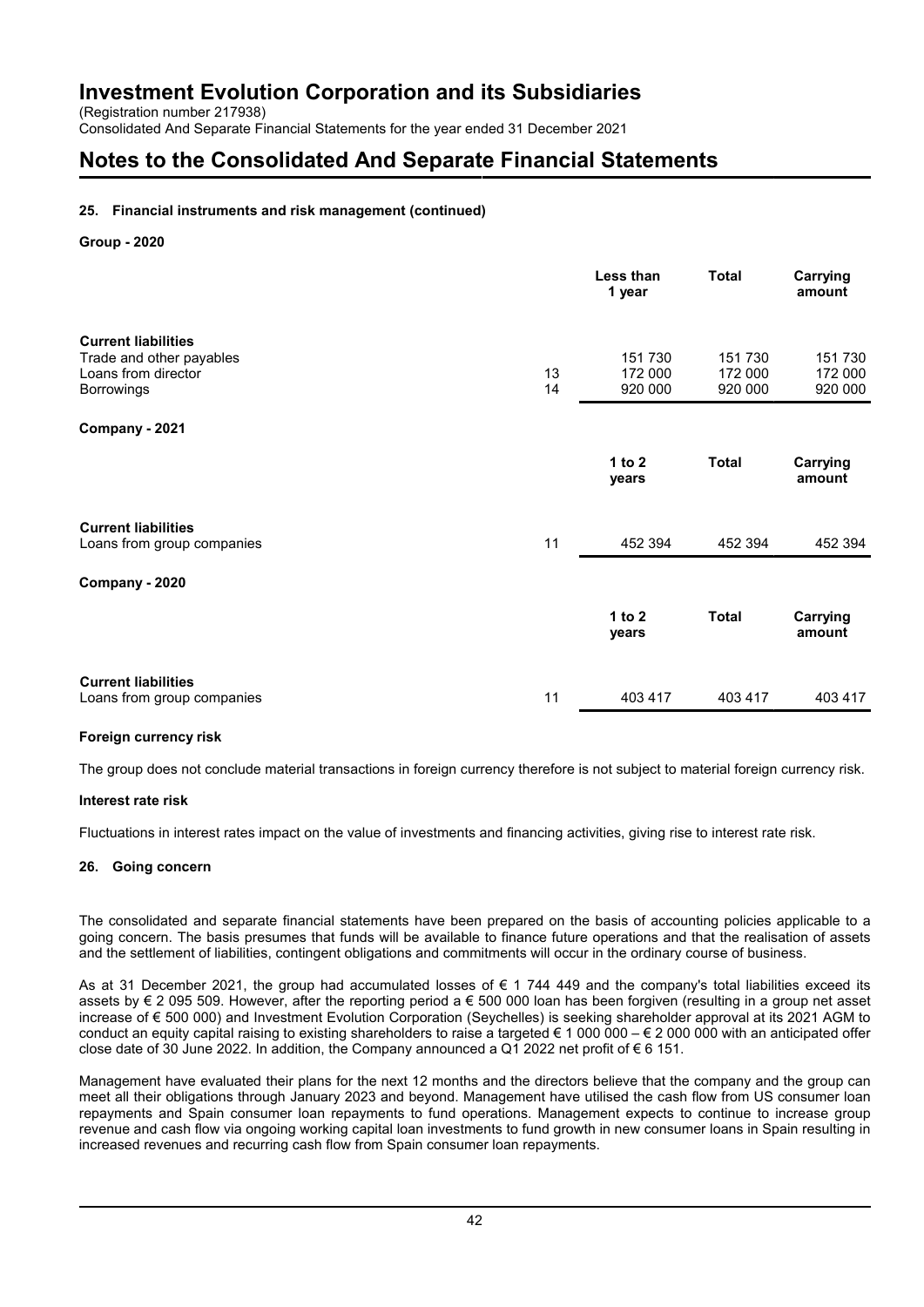## 25. Financial instruments and risk management (continued)

**Group - 2020**

| | | Less than 1 year | Total | Carrying amount |
|---|---|---|---|---|
| **Current liabilities** | | | | |
| Trade and other payables | | 151 730 | 151 730 | 151 730 |
| Loans from director | 13 | 172 000 | 172 000 | 172 000 |
| Borrowings | 14 | 920 000 | 920 000 | 920 000 |

**Company - 2021**

| | | 1 to 2 years | Total | Carrying amount |
|---|---|---|---|---|
| **Current liabilities** | | | | |
| Loans from group companies | 11 | 452 394 | 452 394 | 452 394 |

**Company - 2020**

| | | 1 to 2 years | Total | Carrying amount |
|---|---|---|---|---|
| **Current liabilities** | | | | |
| Loans from group companies | 11 | 403 417 | 403 417 | 403 417 |

**Foreign currency risk**

The group does not conclude material transactions in foreign currency therefore is not subject to material foreign currency risk.

**Interest rate risk**

Fluctuations in interest rates impact on the value of investments and financing activities, giving rise to interest rate risk.

## 26. Going concern

The consolidated and separate financial statements have been prepared on the basis of accounting policies applicable to a going concern. The basis presumes that funds will be available to finance future operations and that the realisation of assets and the settlement of liabilities, contingent obligations and commitments will occur in the ordinary course of business.

As at 31 December 2021, the group had accumulated losses of € 1 744 449 and the company's total liabilities exceed its assets by € 2 095 509. However, after the reporting period a € 500 000 loan has been forgiven (resulting in a group net asset increase of € 500 000) and Investment Evolution Corporation (Seychelles) is seeking shareholder approval at its 2021 AGM to conduct an equity capital raising to existing shareholders to raise a targeted € 1 000 000 – € 2 000 000 with an anticipated offer close date of 30 June 2022. In addition, the Company announced a Q1 2022 net profit of € 6 151.

Management have evaluated their plans for the next 12 months and the directors believe that the company and the group can meet all their obligations through January 2023 and beyond. Management have utilised the cash flow from US consumer loan repayments and Spain consumer loan repayments to fund operations. Management expects to continue to increase group revenue and cash flow via ongoing working capital loan investments to fund growth in new consumer loans in Spain resulting in increased revenues and recurring cash flow from Spain consumer loan repayments.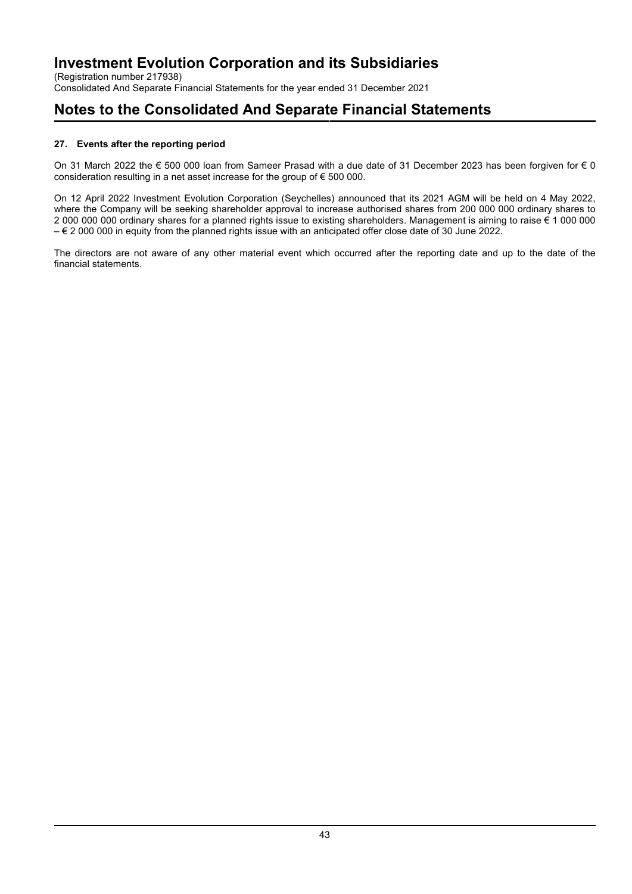### 27. Events after the reporting period

On 31 March 2022 the € 500 000 loan from Sameer Prasad with a due date of 31 December 2023 has been forgiven for € 0 consideration resulting in a net asset increase for the group of € 500 000.

On 12 April 2022 Investment Evolution Corporation (Seychelles) announced that its 2021 AGM will be held on 4 May 2022, where the Company will be seeking shareholder approval to increase authorised shares from 200 000 000 ordinary shares to 2 000 000 000 ordinary shares for a planned rights issue to existing shareholders. Management is aiming to raise € 1 000 000 – € 2 000 000 in equity from the planned rights issue with an anticipated offer close date of 30 June 2022.

The directors are not aware of any other material event which occurred after the reporting date and up to the date of the financial statements.